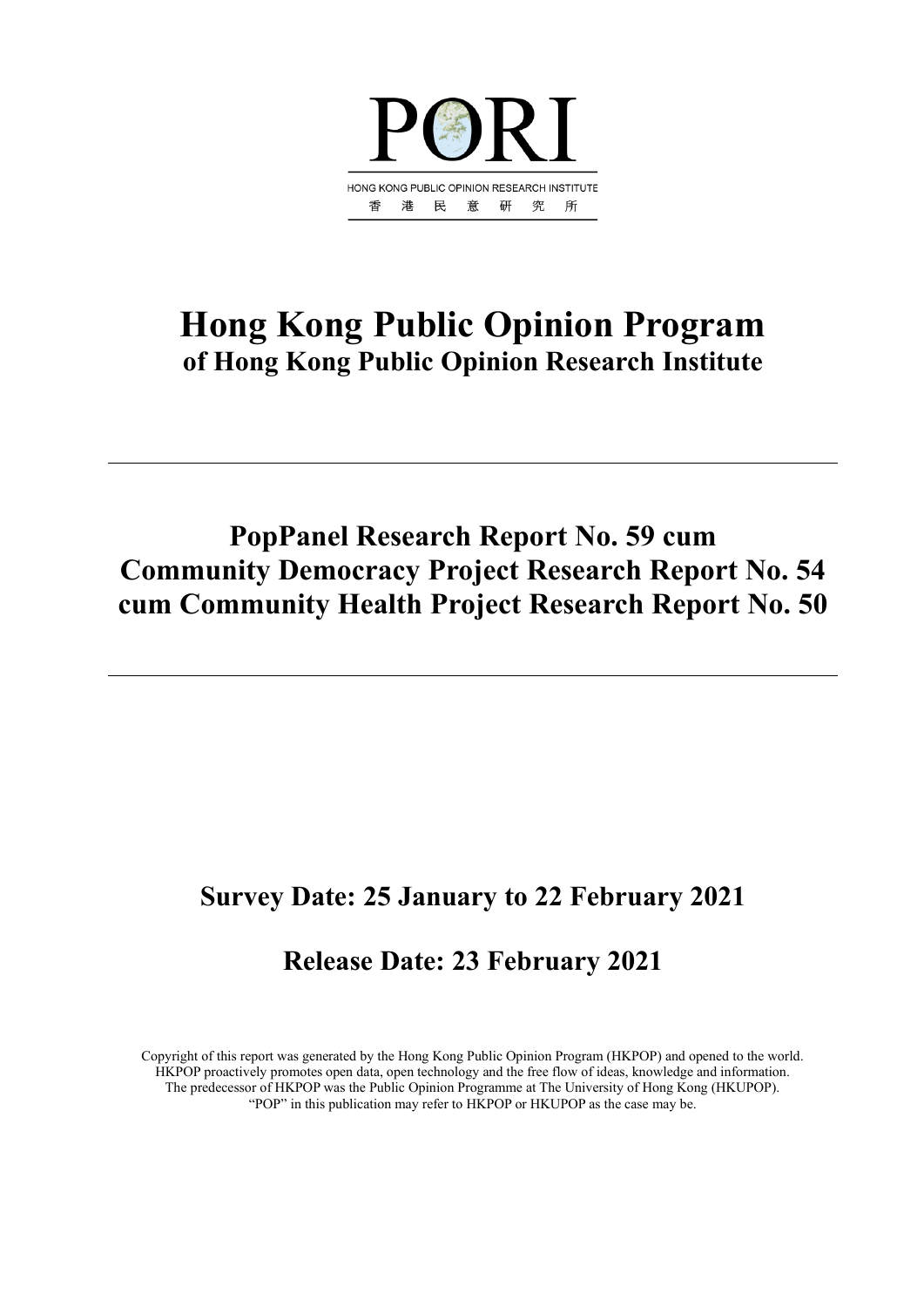PORI

HONG KONG PUBLIC OPINION RESEARCH INSTITUTE

香 港 民 意 研 究 所

# Hong Kong Public Opinion Program

## of Hong Kong Public Opinion Research Institute

---

# PopPanel Research Report No. 59 cum Community Democracy Project Research Report No. 54 cum Community Health Project Research Report No. 50

---

## Survey Date: 25 January to 22 February 2021

## Release Date: 23 February 2021

Copyright of this report was generated by the Hong Kong Public Opinion Program (HKPOP) and opened to the world. HKPOP proactively promotes open data, open technology and the free flow of ideas, knowledge and information. The predecessor of HKPOP was the Public Opinion Programme at The University of Hong Kong (HKUPOP). "POP" in this publication may refer to HKPOP or HKUPOP as the case may be.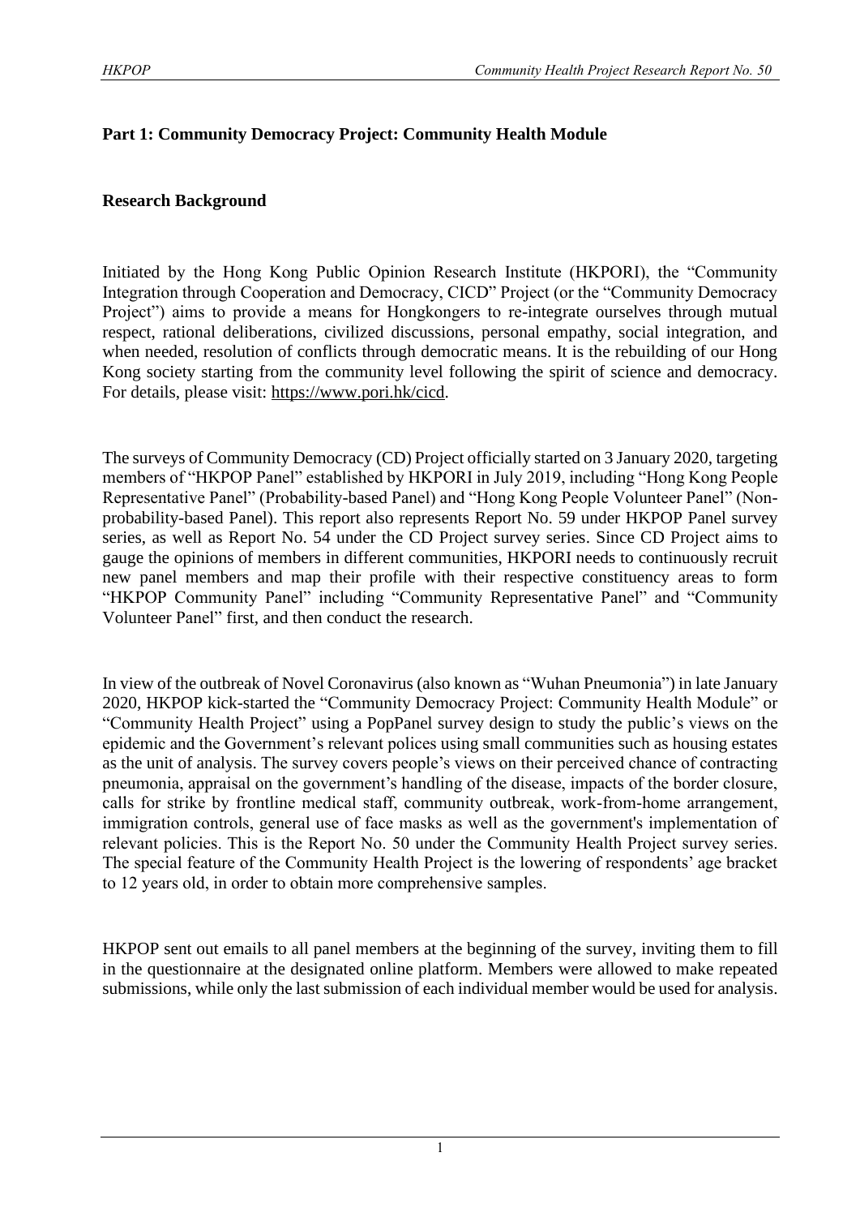## Part 1: Community Democracy Project: Community Health Module

### Research Background

Initiated by the Hong Kong Public Opinion Research Institute (HKPORI), the "Community Integration through Cooperation and Democracy, CICD" Project (or the "Community Democracy Project") aims to provide a means for Hongkongers to re-integrate ourselves through mutual respect, rational deliberations, civilized discussions, personal empathy, social integration, and when needed, resolution of conflicts through democratic means. It is the rebuilding of our Hong Kong society starting from the community level following the spirit of science and democracy. For details, please visit: https://www.pori.hk/cicd.

The surveys of Community Democracy (CD) Project officially started on 3 January 2020, targeting members of "HKPOP Panel" established by HKPORI in July 2019, including "Hong Kong People Representative Panel" (Probability-based Panel) and "Hong Kong People Volunteer Panel" (Non-probability-based Panel). This report also represents Report No. 59 under HKPOP Panel survey series, as well as Report No. 54 under the CD Project survey series. Since CD Project aims to gauge the opinions of members in different communities, HKPORI needs to continuously recruit new panel members and map their profile with their respective constituency areas to form "HKPOP Community Panel" including "Community Representative Panel" and "Community Volunteer Panel" first, and then conduct the research.

In view of the outbreak of Novel Coronavirus (also known as "Wuhan Pneumonia") in late January 2020, HKPOP kick-started the "Community Democracy Project: Community Health Module" or "Community Health Project" using a PopPanel survey design to study the public's views on the epidemic and the Government's relevant polices using small communities such as housing estates as the unit of analysis. The survey covers people's views on their perceived chance of contracting pneumonia, appraisal on the government's handling of the disease, impacts of the border closure, calls for strike by frontline medical staff, community outbreak, work-from-home arrangement, immigration controls, general use of face masks as well as the government's implementation of relevant policies. This is the Report No. 50 under the Community Health Project survey series. The special feature of the Community Health Project is the lowering of respondents' age bracket to 12 years old, in order to obtain more comprehensive samples.

HKPOP sent out emails to all panel members at the beginning of the survey, inviting them to fill in the questionnaire at the designated online platform. Members were allowed to make repeated submissions, while only the last submission of each individual member would be used for analysis.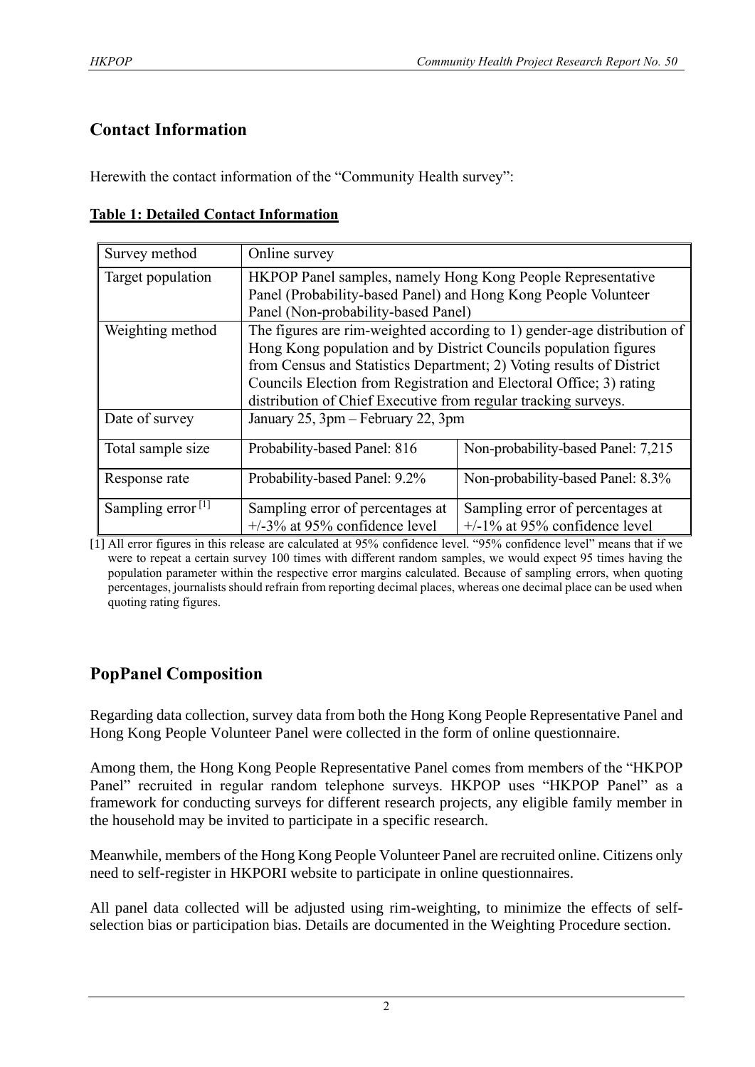## Contact Information

Herewith the contact information of the "Community Health survey":

**Table 1: Detailed Contact Information**

| Survey method | Online survey | |
|---|---|---|
| Target population | HKPOP Panel samples, namely Hong Kong People Representative Panel (Probability-based Panel) and Hong Kong People Volunteer Panel (Non-probability-based Panel) | |
| Weighting method | The figures are rim-weighted according to 1) gender-age distribution of Hong Kong population and by District Councils population figures from Census and Statistics Department; 2) Voting results of District Councils Election from Registration and Electoral Office; 3) rating distribution of Chief Executive from regular tracking surveys. | |
| Date of survey | January 25, 3pm – February 22, 3pm | |
| Total sample size | Probability-based Panel: 816 | Non-probability-based Panel: 7,215 |
| Response rate | Probability-based Panel: 9.2% | Non-probability-based Panel: 8.3% |
| Sampling error [1] | Sampling error of percentages at +/-3% at 95% confidence level | Sampling error of percentages at +/-1% at 95% confidence level |

[1] All error figures in this release are calculated at 95% confidence level. "95% confidence level" means that if we were to repeat a certain survey 100 times with different random samples, we would expect 95 times having the population parameter within the respective error margins calculated. Because of sampling errors, when quoting percentages, journalists should refrain from reporting decimal places, whereas one decimal place can be used when quoting rating figures.

## PopPanel Composition

Regarding data collection, survey data from both the Hong Kong People Representative Panel and Hong Kong People Volunteer Panel were collected in the form of online questionnaire.

Among them, the Hong Kong People Representative Panel comes from members of the "HKPOP Panel" recruited in regular random telephone surveys. HKPOP uses "HKPOP Panel" as a framework for conducting surveys for different research projects, any eligible family member in the household may be invited to participate in a specific research.

Meanwhile, members of the Hong Kong People Volunteer Panel are recruited online. Citizens only need to self-register in HKPORI website to participate in online questionnaires.

All panel data collected will be adjusted using rim-weighting, to minimize the effects of self-selection bias or participation bias. Details are documented in the Weighting Procedure section.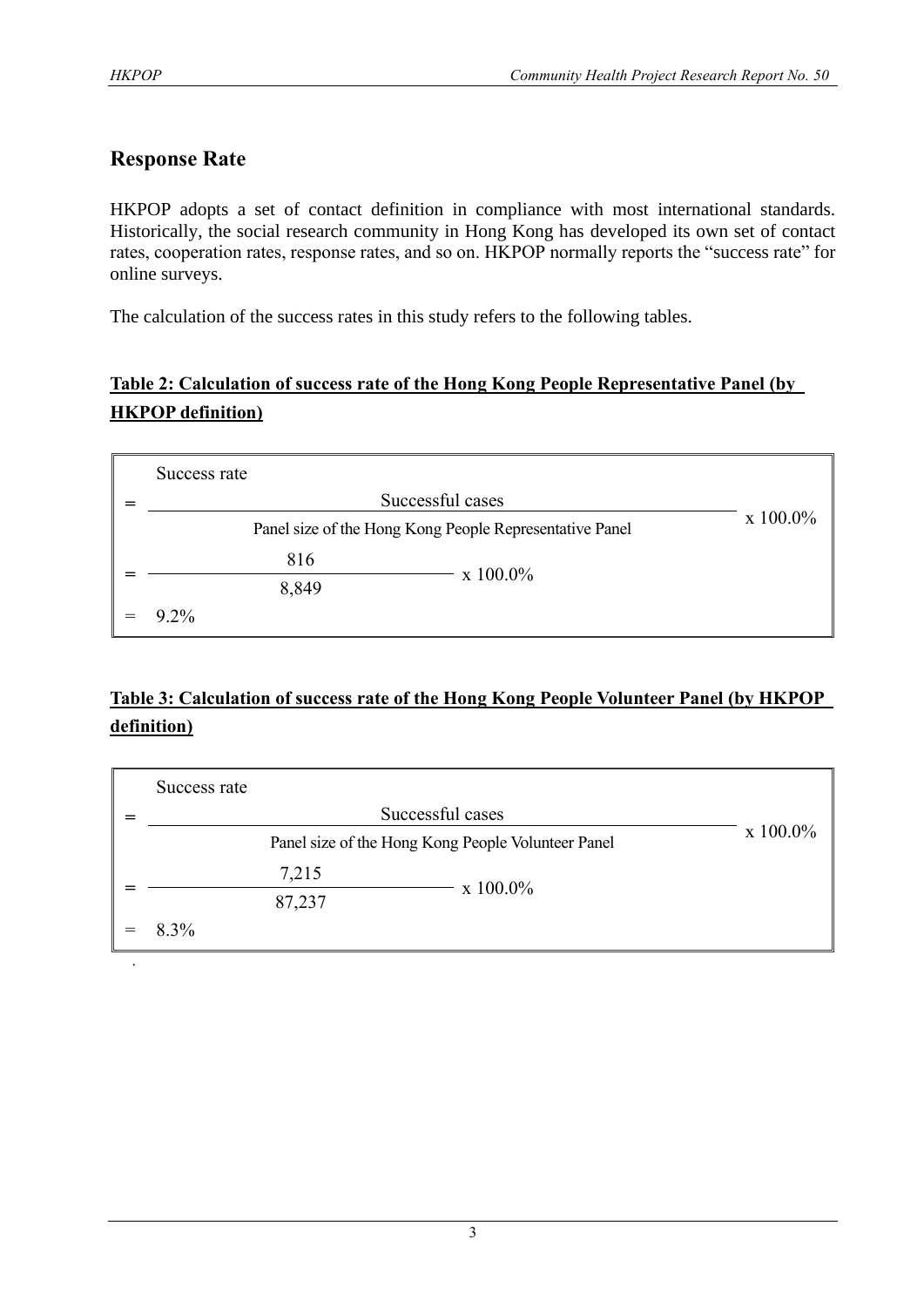## Response Rate

HKPOP adopts a set of contact definition in compliance with most international standards. Historically, the social research community in Hong Kong has developed its own set of contact rates, cooperation rates, response rates, and so on. HKPOP normally reports the "success rate" for online surveys.

The calculation of the success rates in this study refers to the following tables.

**Table 2: Calculation of success rate of the Hong Kong People Representative Panel (by HKPOP definition)**

$$\text{Success rate} = \frac{\text{Successful cases}}{\text{Panel size of the Hong Kong People Representative Panel}} \times 100.0\%$$

$$= \frac{816}{8{,}849} \times 100.0\%$$

$$= 9.2\%$$

**Table 3: Calculation of success rate of the Hong Kong People Volunteer Panel (by HKPOP definition)**

$$\text{Success rate} = \frac{\text{Successful cases}}{\text{Panel size of the Hong Kong People Volunteer Panel}} \times 100.0\%$$

$$= \frac{7{,}215}{87{,}237} \times 100.0\%$$

$$= 8.3\%$$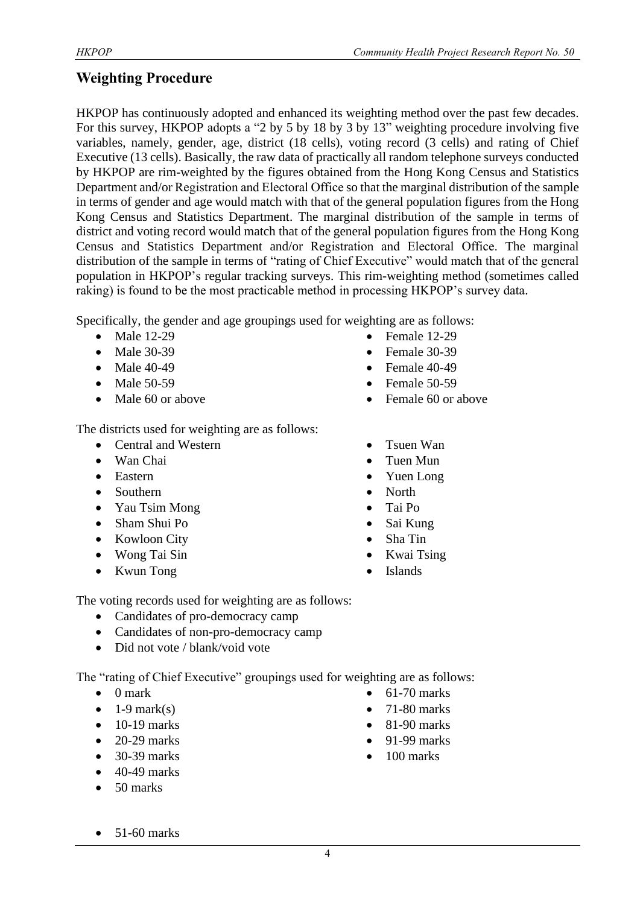## Weighting Procedure

HKPOP has continuously adopted and enhanced its weighting method over the past few decades. For this survey, HKPOP adopts a "2 by 5 by 18 by 3 by 13" weighting procedure involving five variables, namely, gender, age, district (18 cells), voting record (3 cells) and rating of Chief Executive (13 cells). Basically, the raw data of practically all random telephone surveys conducted by HKPOP are rim-weighted by the figures obtained from the Hong Kong Census and Statistics Department and/or Registration and Electoral Office so that the marginal distribution of the sample in terms of gender and age would match with that of the general population figures from the Hong Kong Census and Statistics Department. The marginal distribution of the sample in terms of district and voting record would match that of the general population figures from the Hong Kong Census and Statistics Department and/or Registration and Electoral Office. The marginal distribution of the sample in terms of "rating of Chief Executive" would match that of the general population in HKPOP's regular tracking surveys. This rim-weighting method (sometimes called raking) is found to be the most practicable method in processing HKPOP's survey data.

Specifically, the gender and age groupings used for weighting are as follows:

- Male 12-29
- Male 30-39
- Male 40-49
- Male 50-59
- Male 60 or above
- Female 12-29
- Female 30-39
- Female 40-49
- Female 50-59
- Female 60 or above

The districts used for weighting are as follows:

- Central and Western
- Wan Chai
- Eastern
- Southern
- Yau Tsim Mong
- Sham Shui Po
- Kowloon City
- Wong Tai Sin
- Kwun Tong
- Tsuen Wan
- Tuen Mun
- Yuen Long
- North
- Tai Po
- Sai Kung
- Sha Tin
- Kwai Tsing
- Islands

The voting records used for weighting are as follows:

- Candidates of pro-democracy camp
- Candidates of non-pro-democracy camp
- Did not vote / blank/void vote

The "rating of Chief Executive" groupings used for weighting are as follows:

- 0 mark
- 1-9 mark(s)
- 10-19 marks
- 20-29 marks
- 30-39 marks
- 40-49 marks
- 50 marks
- 51-60 marks
- 61-70 marks
- 71-80 marks
- 81-90 marks
- 91-99 marks
- 100 marks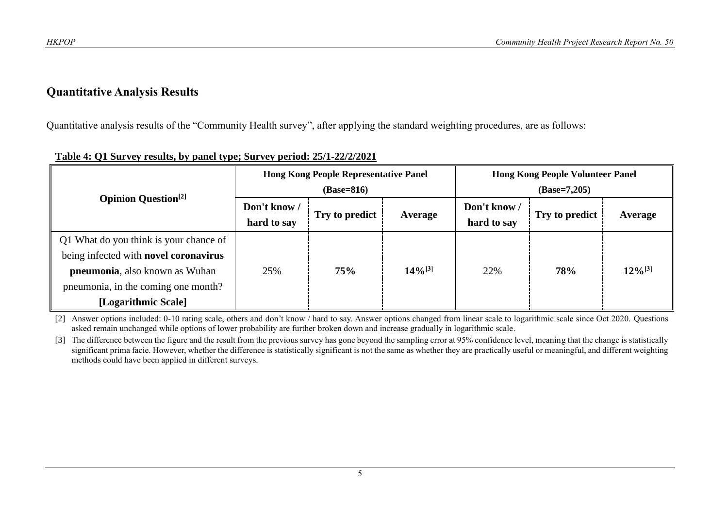## Quantitative Analysis Results

Quantitative analysis results of the "Community Health survey", after applying the standard weighting procedures, are as follows:

**Table 4: Q1 Survey results, by panel type; Survey period: 25/1-22/2/2021**

| Opinion Question[2] | Hong Kong People Representative Panel (Base=816) | | | Hong Kong People Volunteer Panel (Base=7,205) | | |
|---|---|---|---|---|---|---|
| | Don't know / hard to say | Try to predict | Average | Don't know / hard to say | Try to predict | Average |
| Q1 What do you think is your chance of being infected with **novel coronavirus pneumonia**, also known as Wuhan pneumonia, in the coming one month? **[Logarithmic Scale]** | 25% | **75%** | **14%**[3] | 22% | **78%** | **12%**[3] |

[2] Answer options included: 0-10 rating scale, others and don't know / hard to say. Answer options changed from linear scale to logarithmic scale since Oct 2020. Questions asked remain unchanged while options of lower probability are further broken down and increase gradually in logarithmic scale.

[3] The difference between the figure and the result from the previous survey has gone beyond the sampling error at 95% confidence level, meaning that the change is statistically significant prima facie. However, whether the difference is statistically significant is not the same as whether they are practically useful or meaningful, and different weighting methods could have been applied in different surveys.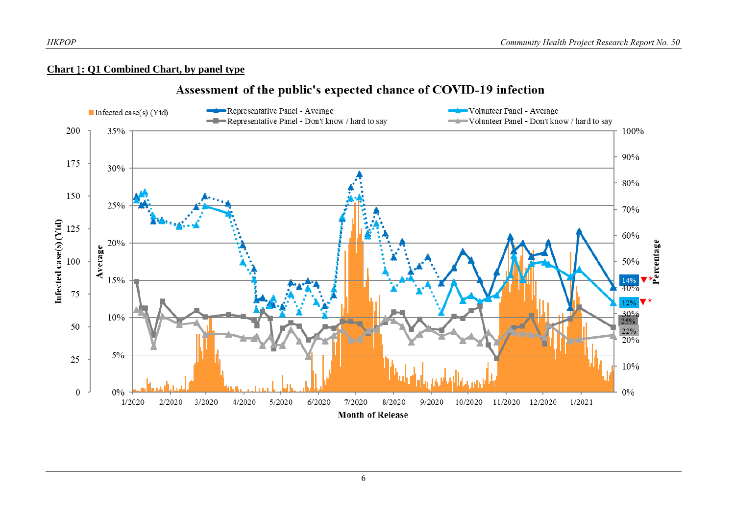**Chart 1: Q1 Combined Chart, by panel type**

Assessment of the public's expected chance of COVID-19 infection

Infected case(s) (Ytd) | Representative Panel - Average | Representative Panel - Don't know / hard to say | Volunteer Panel - Average | Volunteer Panel - Don't know / hard to say

Infected case(s) (Ytd): 0, 25, 50, 75, 100, 125, 150, 175, 200

Average: 0%, 5%, 10%, 15%, 20%, 25%, 30%, 35%

Percentage: 0%, 10%, 20%, 30%, 40%, 50%, 60%, 70%, 80%, 90%, 100%

14% ▼*

12% ▼*

25%

22%

Month of Release: 1/2020, 2/2020, 3/2020, 4/2020, 5/2020, 6/2020, 7/2020, 8/2020, 9/2020, 10/2020, 11/2020, 12/2020, 1/2021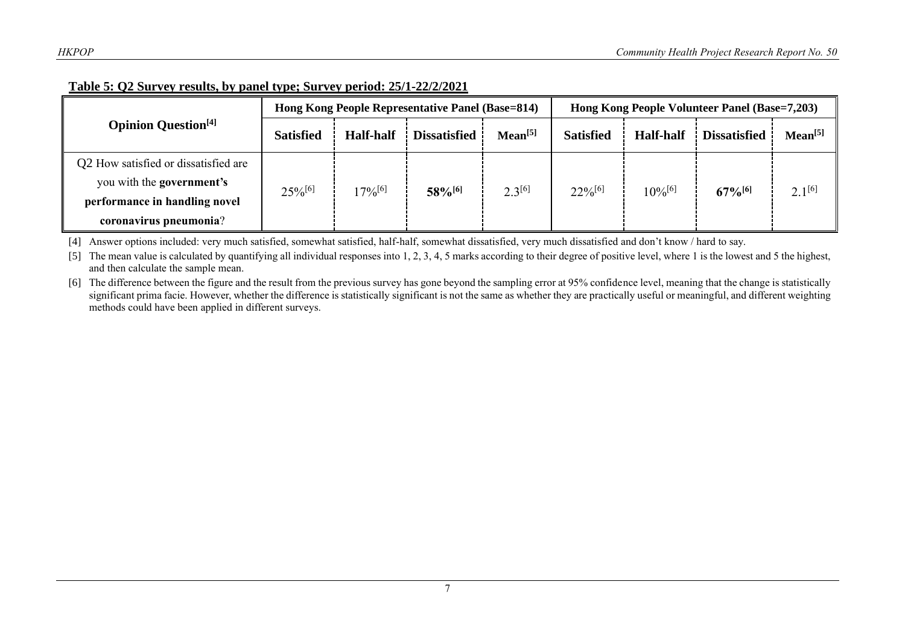**Table 5: Q2 Survey results, by panel type; Survey period: 25/1-22/2/2021**

| Opinion Question[4] | Hong Kong People Representative Panel (Base=814) | | | | Hong Kong People Volunteer Panel (Base=7,203) | | | |
|---|---|---|---|---|---|---|---|---|
| | Satisfied | Half-half | Dissatisfied | Mean[5] | Satisfied | Half-half | Dissatisfied | Mean[5] |
| Q2 How satisfied or dissatisfied are you with the **government's performance in handling novel coronavirus pneumonia**? | 25%[6] | 17%[6] | **58%[6]** | 2.3[6] | 22%[6] | 10%[6] | **67%[6]** | 2.1[6] |

[4] Answer options included: very much satisfied, somewhat satisfied, half-half, somewhat dissatisfied, very much dissatisfied and don't know / hard to say.

[5] The mean value is calculated by quantifying all individual responses into 1, 2, 3, 4, 5 marks according to their degree of positive level, where 1 is the lowest and 5 the highest, and then calculate the sample mean.

[6] The difference between the figure and the result from the previous survey has gone beyond the sampling error at 95% confidence level, meaning that the change is statistically significant prima facie. However, whether the difference is statistically significant is not the same as whether they are practically useful or meaningful, and different weighting methods could have been applied in different surveys.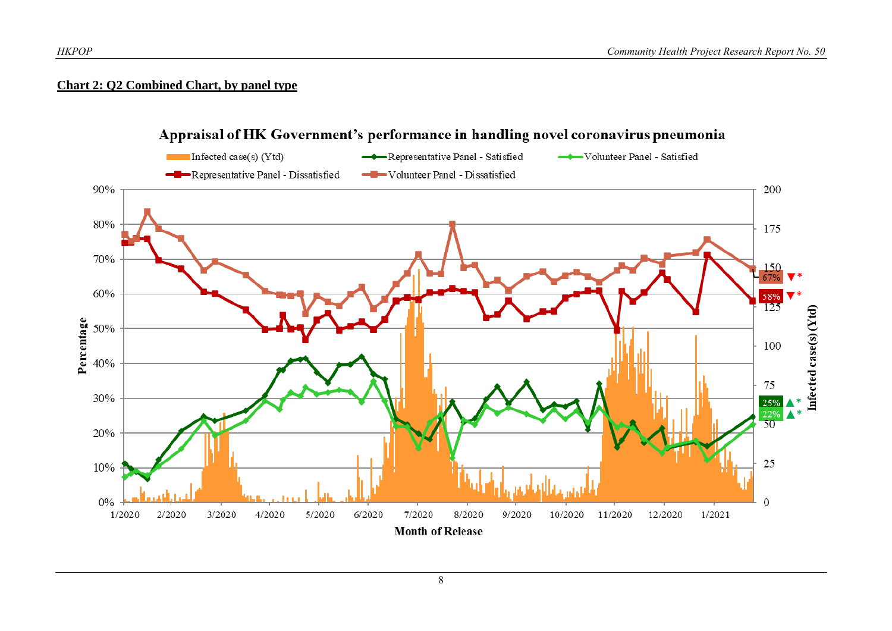**Chart 2: Q2 Combined Chart, by panel type**

Appraisal of HK Government's performance in handling novel coronavirus pneumonia

Infected case(s) (Ytd) | Representative Panel - Satisfied | Volunteer Panel - Satisfied | Representative Panel - Dissatisfied | Volunteer Panel - Dissatisfied

Percentage | Infected case(s) (Ytd)

67% ▼* | 58% ▼* | 25% ▲* | 22% ▲*

Month of Release: 1/2020, 2/2020, 3/2020, 4/2020, 5/2020, 6/2020, 7/2020, 8/2020, 9/2020, 10/2020, 11/2020, 12/2020, 1/2021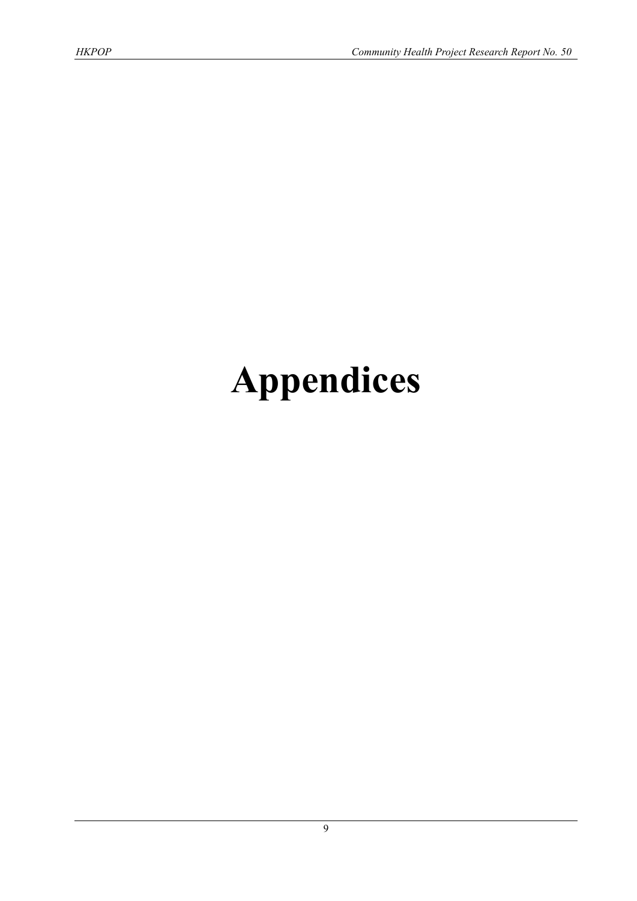# Appendices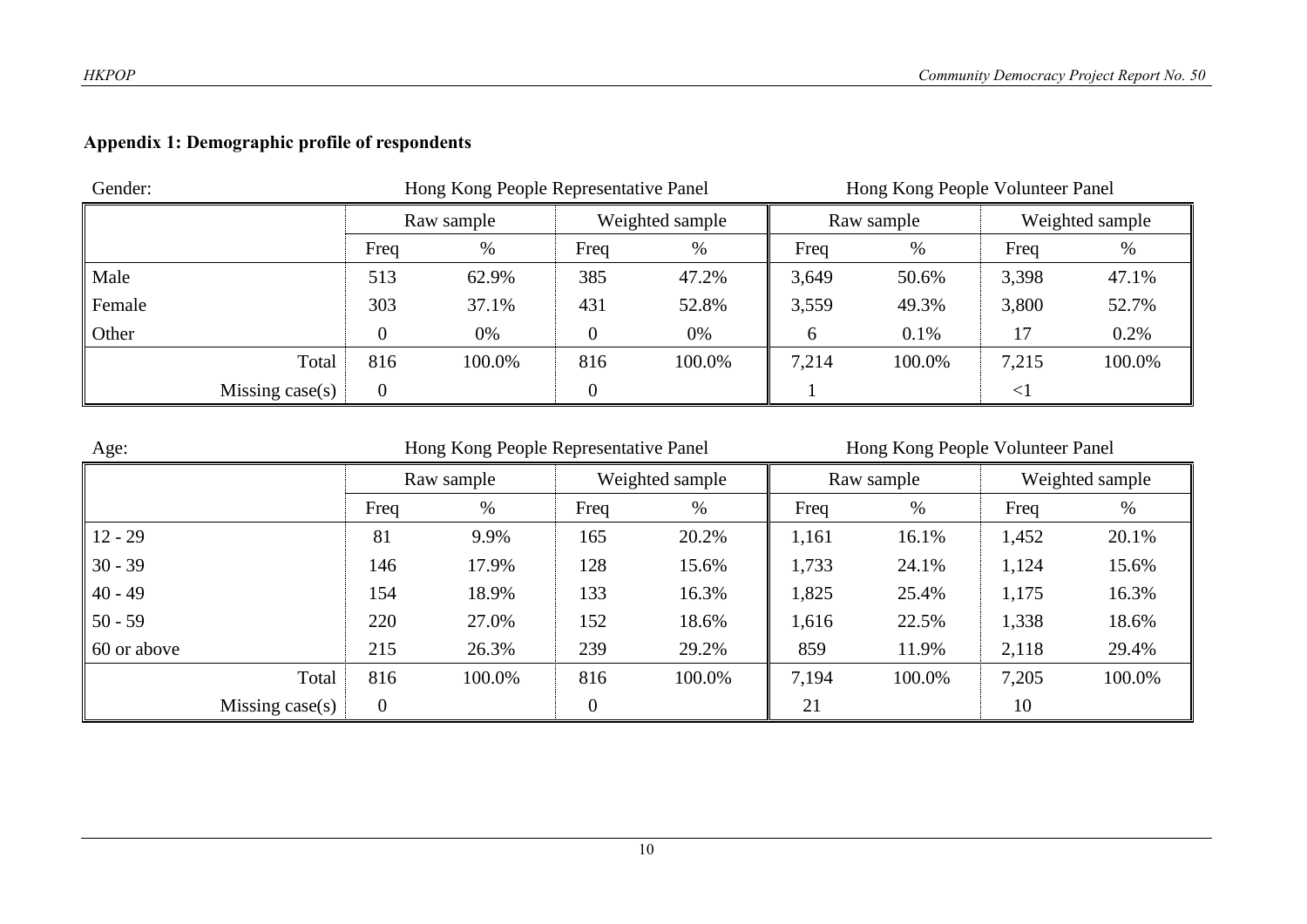## Appendix 1: Demographic profile of respondents

Gender:

| | Hong Kong People Representative Panel | | | | Hong Kong People Volunteer Panel | | | |
|---|---|---|---|---|---|---|---|---|
| | Raw sample | | Weighted sample | | Raw sample | | Weighted sample | |
| | Freq | % | Freq | % | Freq | % | Freq | % |
| Male | 513 | 62.9% | 385 | 47.2% | 3,649 | 50.6% | 3,398 | 47.1% |
| Female | 303 | 37.1% | 431 | 52.8% | 3,559 | 49.3% | 3,800 | 52.7% |
| Other | 0 | 0% | 0 | 0% | 6 | 0.1% | 17 | 0.2% |
| Total | 816 | 100.0% | 816 | 100.0% | 7,214 | 100.0% | 7,215 | 100.0% |
| Missing case(s) | 0 | | 0 | | 1 | | <1 | |

Age:

| | Hong Kong People Representative Panel | | | | Hong Kong People Volunteer Panel | | | |
|---|---|---|---|---|---|---|---|---|
| | Raw sample | | Weighted sample | | Raw sample | | Weighted sample | |
| | Freq | % | Freq | % | Freq | % | Freq | % |
| 12 - 29 | 81 | 9.9% | 165 | 20.2% | 1,161 | 16.1% | 1,452 | 20.1% |
| 30 - 39 | 146 | 17.9% | 128 | 15.6% | 1,733 | 24.1% | 1,124 | 15.6% |
| 40 - 49 | 154 | 18.9% | 133 | 16.3% | 1,825 | 25.4% | 1,175 | 16.3% |
| 50 - 59 | 220 | 27.0% | 152 | 18.6% | 1,616 | 22.5% | 1,338 | 18.6% |
| 60 or above | 215 | 26.3% | 239 | 29.2% | 859 | 11.9% | 2,118 | 29.4% |
| Total | 816 | 100.0% | 816 | 100.0% | 7,194 | 100.0% | 7,205 | 100.0% |
| Missing case(s) | 0 | | 0 | | 21 | | 10 | |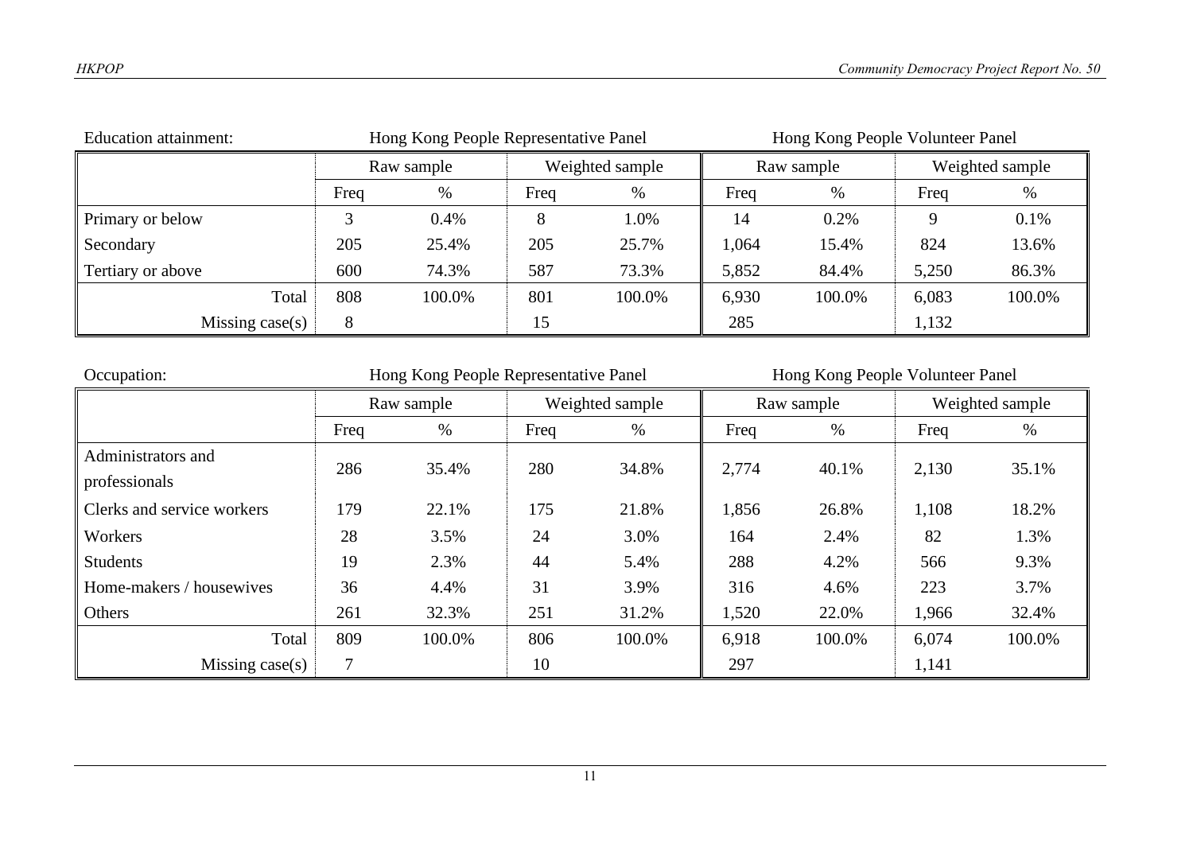Education attainment:

| | Hong Kong People Representative Panel | | | | Hong Kong People Volunteer Panel | | | |
|---|---|---|---|---|---|---|---|---|
| | Raw sample | | Weighted sample | | Raw sample | | Weighted sample | |
| | Freq | % | Freq | % | Freq | % | Freq | % |
| Primary or below | 3 | 0.4% | 8 | 1.0% | 14 | 0.2% | 9 | 0.1% |
| Secondary | 205 | 25.4% | 205 | 25.7% | 1,064 | 15.4% | 824 | 13.6% |
| Tertiary or above | 600 | 74.3% | 587 | 73.3% | 5,852 | 84.4% | 5,250 | 86.3% |
| Total | 808 | 100.0% | 801 | 100.0% | 6,930 | 100.0% | 6,083 | 100.0% |
| Missing case(s) | 8 | | 15 | | 285 | | 1,132 | |

Occupation:

| | Hong Kong People Representative Panel | | | | Hong Kong People Volunteer Panel | | | |
|---|---|---|---|---|---|---|---|---|
| | Raw sample | | Weighted sample | | Raw sample | | Weighted sample | |
| | Freq | % | Freq | % | Freq | % | Freq | % |
| Administrators and professionals | 286 | 35.4% | 280 | 34.8% | 2,774 | 40.1% | 2,130 | 35.1% |
| Clerks and service workers | 179 | 22.1% | 175 | 21.8% | 1,856 | 26.8% | 1,108 | 18.2% |
| Workers | 28 | 3.5% | 24 | 3.0% | 164 | 2.4% | 82 | 1.3% |
| Students | 19 | 2.3% | 44 | 5.4% | 288 | 4.2% | 566 | 9.3% |
| Home-makers / housewives | 36 | 4.4% | 31 | 3.9% | 316 | 4.6% | 223 | 3.7% |
| Others | 261 | 32.3% | 251 | 31.2% | 1,520 | 22.0% | 1,966 | 32.4% |
| Total | 809 | 100.0% | 806 | 100.0% | 6,918 | 100.0% | 6,074 | 100.0% |
| Missing case(s) | 7 | | 10 | | 297 | | 1,141 | |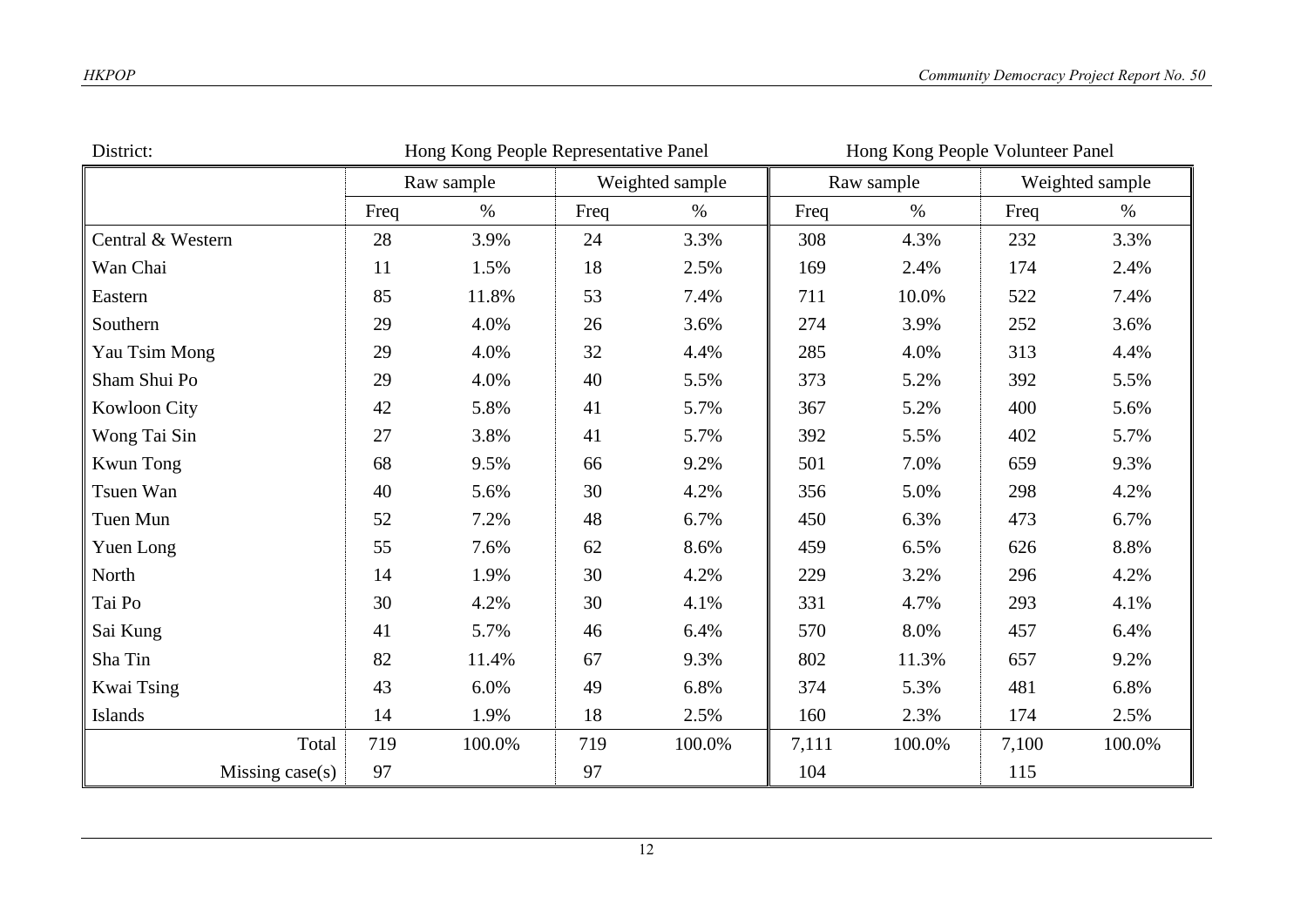District:

| | Hong Kong People Representative Panel | | | | Hong Kong People Volunteer Panel | | | |
|---|---|---|---|---|---|---|---|---|
| | Raw sample | | Weighted sample | | Raw sample | | Weighted sample | |
| | Freq | % | Freq | % | Freq | % | Freq | % |
| Central & Western | 28 | 3.9% | 24 | 3.3% | 308 | 4.3% | 232 | 3.3% |
| Wan Chai | 11 | 1.5% | 18 | 2.5% | 169 | 2.4% | 174 | 2.4% |
| Eastern | 85 | 11.8% | 53 | 7.4% | 711 | 10.0% | 522 | 7.4% |
| Southern | 29 | 4.0% | 26 | 3.6% | 274 | 3.9% | 252 | 3.6% |
| Yau Tsim Mong | 29 | 4.0% | 32 | 4.4% | 285 | 4.0% | 313 | 4.4% |
| Sham Shui Po | 29 | 4.0% | 40 | 5.5% | 373 | 5.2% | 392 | 5.5% |
| Kowloon City | 42 | 5.8% | 41 | 5.7% | 367 | 5.2% | 400 | 5.6% |
| Wong Tai Sin | 27 | 3.8% | 41 | 5.7% | 392 | 5.5% | 402 | 5.7% |
| Kwun Tong | 68 | 9.5% | 66 | 9.2% | 501 | 7.0% | 659 | 9.3% |
| Tsuen Wan | 40 | 5.6% | 30 | 4.2% | 356 | 5.0% | 298 | 4.2% |
| Tuen Mun | 52 | 7.2% | 48 | 6.7% | 450 | 6.3% | 473 | 6.7% |
| Yuen Long | 55 | 7.6% | 62 | 8.6% | 459 | 6.5% | 626 | 8.8% |
| North | 14 | 1.9% | 30 | 4.2% | 229 | 3.2% | 296 | 4.2% |
| Tai Po | 30 | 4.2% | 30 | 4.1% | 331 | 4.7% | 293 | 4.1% |
| Sai Kung | 41 | 5.7% | 46 | 6.4% | 570 | 8.0% | 457 | 6.4% |
| Sha Tin | 82 | 11.4% | 67 | 9.3% | 802 | 11.3% | 657 | 9.2% |
| Kwai Tsing | 43 | 6.0% | 49 | 6.8% | 374 | 5.3% | 481 | 6.8% |
| Islands | 14 | 1.9% | 18 | 2.5% | 160 | 2.3% | 174 | 2.5% |
| Total | 719 | 100.0% | 719 | 100.0% | 7,111 | 100.0% | 7,100 | 100.0% |
| Missing case(s) | 97 | | 97 | | 104 | | 115 | |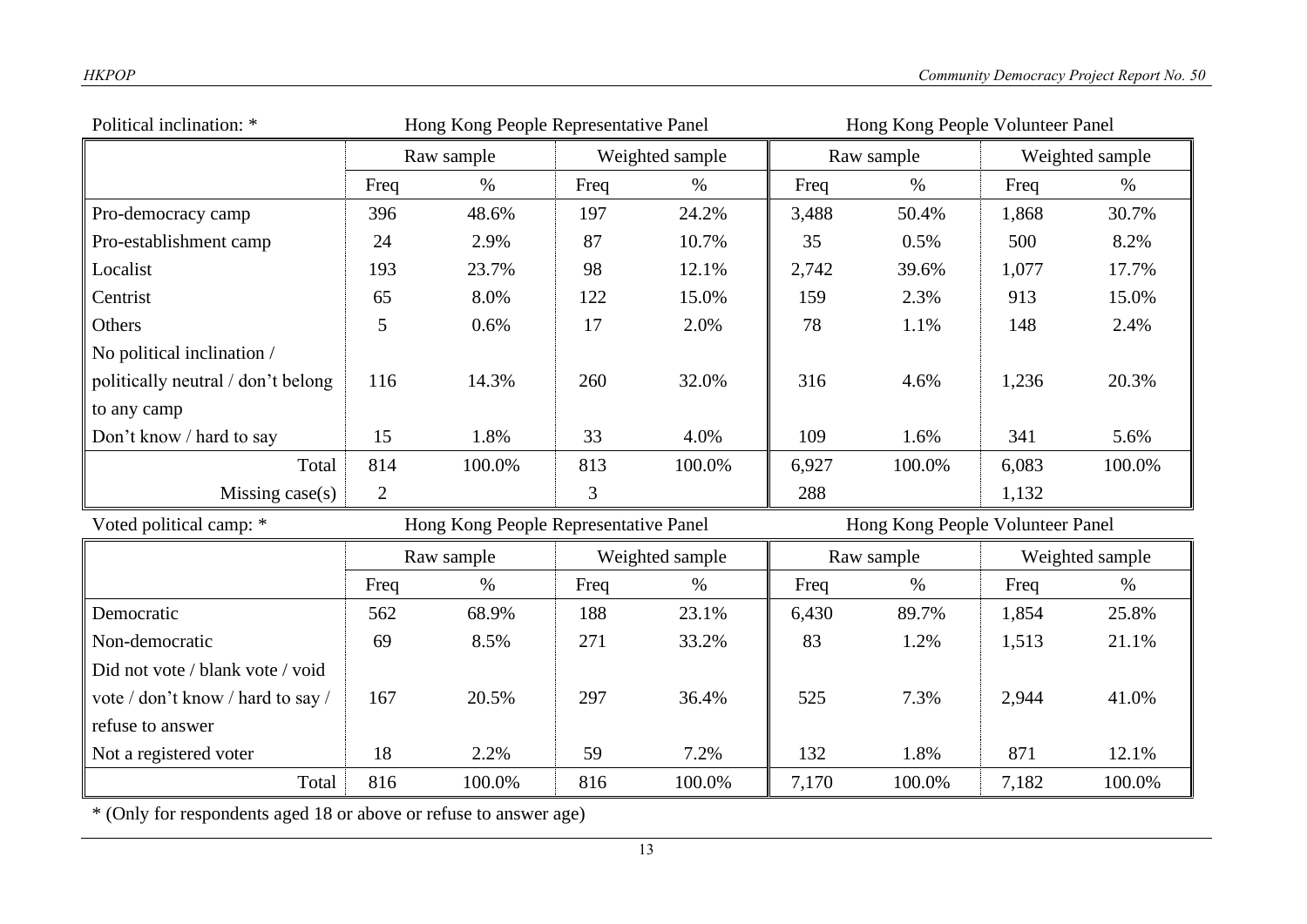Political inclination: *

| | Hong Kong People Representative Panel | | | | Hong Kong People Volunteer Panel | | | |
|---|---|---|---|---|---|---|---|---|
| | Raw sample | | Weighted sample | | Raw sample | | Weighted sample | |
| | Freq | % | Freq | % | Freq | % | Freq | % |
| Pro-democracy camp | 396 | 48.6% | 197 | 24.2% | 3,488 | 50.4% | 1,868 | 30.7% |
| Pro-establishment camp | 24 | 2.9% | 87 | 10.7% | 35 | 0.5% | 500 | 8.2% |
| Localist | 193 | 23.7% | 98 | 12.1% | 2,742 | 39.6% | 1,077 | 17.7% |
| Centrist | 65 | 8.0% | 122 | 15.0% | 159 | 2.3% | 913 | 15.0% |
| Others | 5 | 0.6% | 17 | 2.0% | 78 | 1.1% | 148 | 2.4% |
| No political inclination / politically neutral / don't belong to any camp | 116 | 14.3% | 260 | 32.0% | 316 | 4.6% | 1,236 | 20.3% |
| Don't know / hard to say | 15 | 1.8% | 33 | 4.0% | 109 | 1.6% | 341 | 5.6% |
| Total | 814 | 100.0% | 813 | 100.0% | 6,927 | 100.0% | 6,083 | 100.0% |
| Missing case(s) | 2 | | 3 | | 288 | | 1,132 | |

Voted political camp: *

| | Hong Kong People Representative Panel | | | | Hong Kong People Volunteer Panel | | | |
|---|---|---|---|---|---|---|---|---|
| | Raw sample | | Weighted sample | | Raw sample | | Weighted sample | |
| | Freq | % | Freq | % | Freq | % | Freq | % |
| Democratic | 562 | 68.9% | 188 | 23.1% | 6,430 | 89.7% | 1,854 | 25.8% |
| Non-democratic | 69 | 8.5% | 271 | 33.2% | 83 | 1.2% | 1,513 | 21.1% |
| Did not vote / blank vote / void vote / don't know / hard to say / refuse to answer | 167 | 20.5% | 297 | 36.4% | 525 | 7.3% | 2,944 | 41.0% |
| Not a registered voter | 18 | 2.2% | 59 | 7.2% | 132 | 1.8% | 871 | 12.1% |
| Total | 816 | 100.0% | 816 | 100.0% | 7,170 | 100.0% | 7,182 | 100.0% |

* (Only for respondents aged 18 or above or refuse to answer age)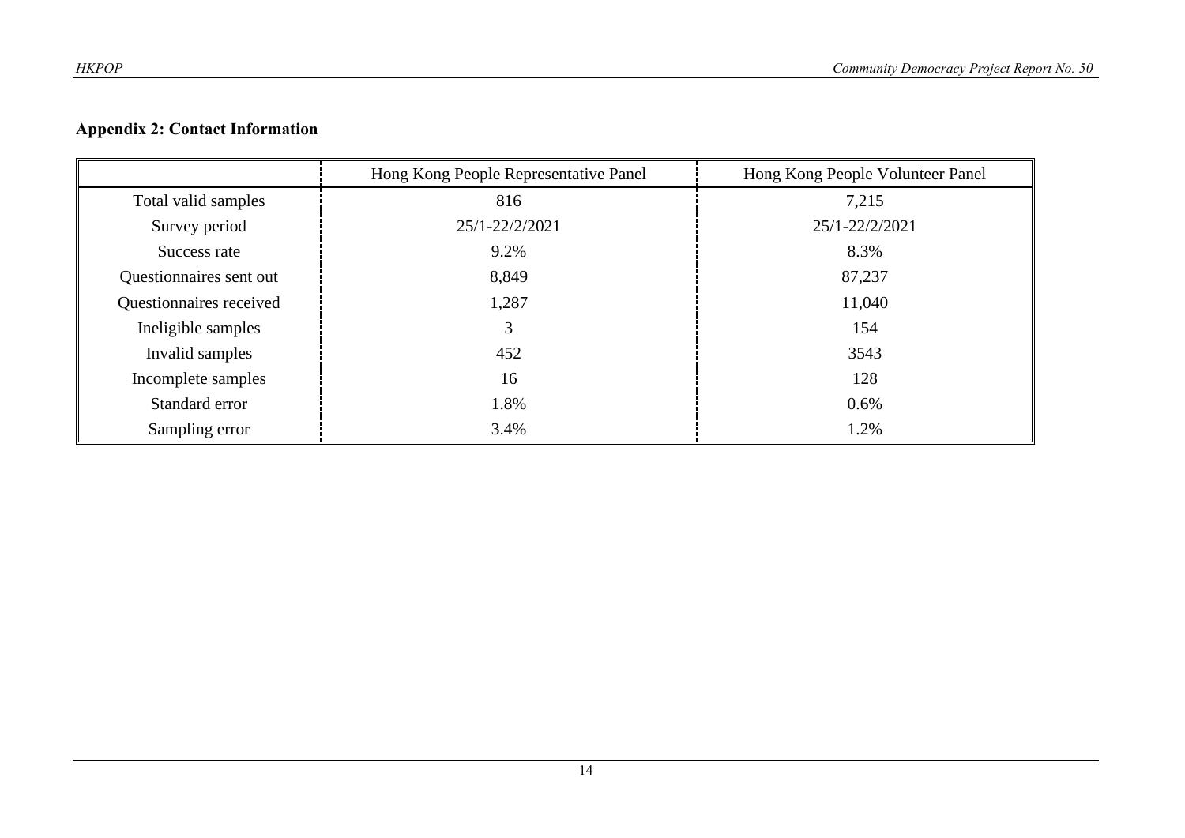## Appendix 2: Contact Information

| | Hong Kong People Representative Panel | Hong Kong People Volunteer Panel |
|---|---|---|
| Total valid samples | 816 | 7,215 |
| Survey period | 25/1-22/2/2021 | 25/1-22/2/2021 |
| Success rate | 9.2% | 8.3% |
| Questionnaires sent out | 8,849 | 87,237 |
| Questionnaires received | 1,287 | 11,040 |
| Ineligible samples | 3 | 154 |
| Invalid samples | 452 | 3543 |
| Incomplete samples | 16 | 128 |
| Standard error | 1.8% | 0.6% |
| Sampling error | 3.4% | 1.2% |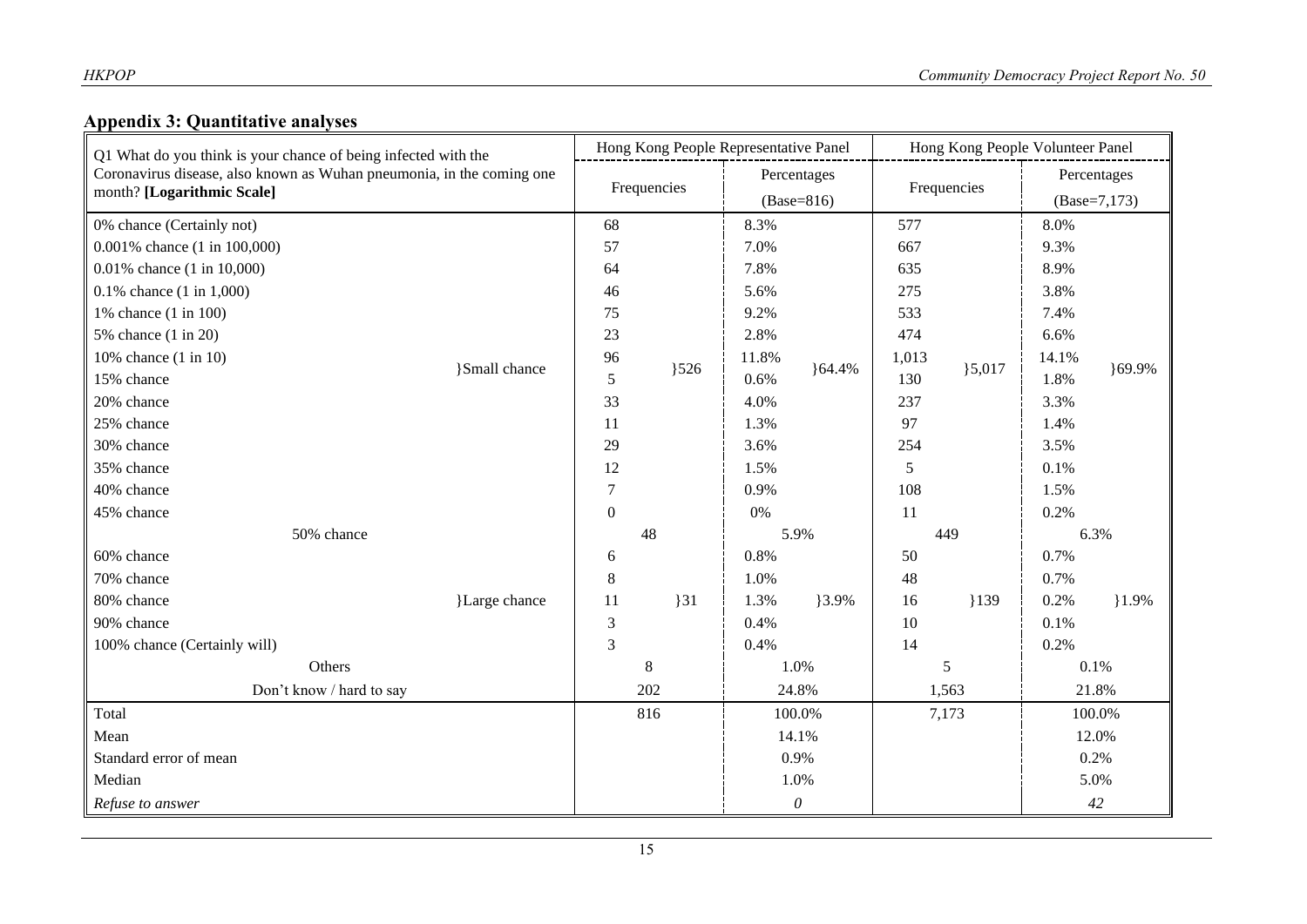## Appendix 3: Quantitative analyses

| Q1 What do you think is your chance of being infected with the Coronavirus disease, also known as Wuhan pneumonia, in the coming one month? **[Logarithmic Scale]** | | Hong Kong People Representative Panel | | | | Hong Kong People Volunteer Panel | | | |
|---|---|---|---|---|---|---|---|---|---|
| | | Frequencies | | Percentages (Base=816) | | Frequencies | | Percentages (Base=7,173) | |
| 0% chance (Certainly not) | }Small chance | 68 | }526 | 8.3% | }64.4% | 577 | }5,017 | 8.0% | }69.9% |
| 0.001% chance (1 in 100,000) | | 57 | | 7.0% | | 667 | | 9.3% | |
| 0.01% chance (1 in 10,000) | | 64 | | 7.8% | | 635 | | 8.9% | |
| 0.1% chance (1 in 1,000) | | 46 | | 5.6% | | 275 | | 3.8% | |
| 1% chance (1 in 100) | | 75 | | 9.2% | | 533 | | 7.4% | |
| 5% chance (1 in 20) | | 23 | | 2.8% | | 474 | | 6.6% | |
| 10% chance (1 in 10) | | 96 | | 11.8% | | 1,013 | | 14.1% | |
| 15% chance | | 5 | | 0.6% | | 130 | | 1.8% | |
| 20% chance | | 33 | | 4.0% | | 237 | | 3.3% | |
| 25% chance | | 11 | | 1.3% | | 97 | | 1.4% | |
| 30% chance | | 29 | | 3.6% | | 254 | | 3.5% | |
| 35% chance | | 12 | | 1.5% | | 5 | | 0.1% | |
| 40% chance | | 7 | | 0.9% | | 108 | | 1.5% | |
| 45% chance | | 0 | | 0% | | 11 | | 0.2% | |
| 50% chance | | 48 | | 5.9% | | 449 | | 6.3% | |
| 60% chance | }Large chance | 6 | }31 | 0.8% | }3.9% | 50 | }139 | 0.7% | }1.9% |
| 70% chance | | 8 | | 1.0% | | 48 | | 0.7% | |
| 80% chance | | 11 | | 1.3% | | 16 | | 0.2% | |
| 90% chance | | 3 | | 0.4% | | 10 | | 0.1% | |
| 100% chance (Certainly will) | | 3 | | 0.4% | | 14 | | 0.2% | |
| Others | | 8 | | 1.0% | | 5 | | 0.1% | |
| Don't know / hard to say | | 202 | | 24.8% | | 1,563 | | 21.8% | |
| Total | | 816 | | 100.0% | | 7,173 | | 100.0% | |
| Mean | | | | 14.1% | | | | 12.0% | |
| Standard error of mean | | | | 0.9% | | | | 0.2% | |
| Median | | | | 1.0% | | | | 5.0% | |
| *Refuse to answer* | | | | *0* | | | | *42* | |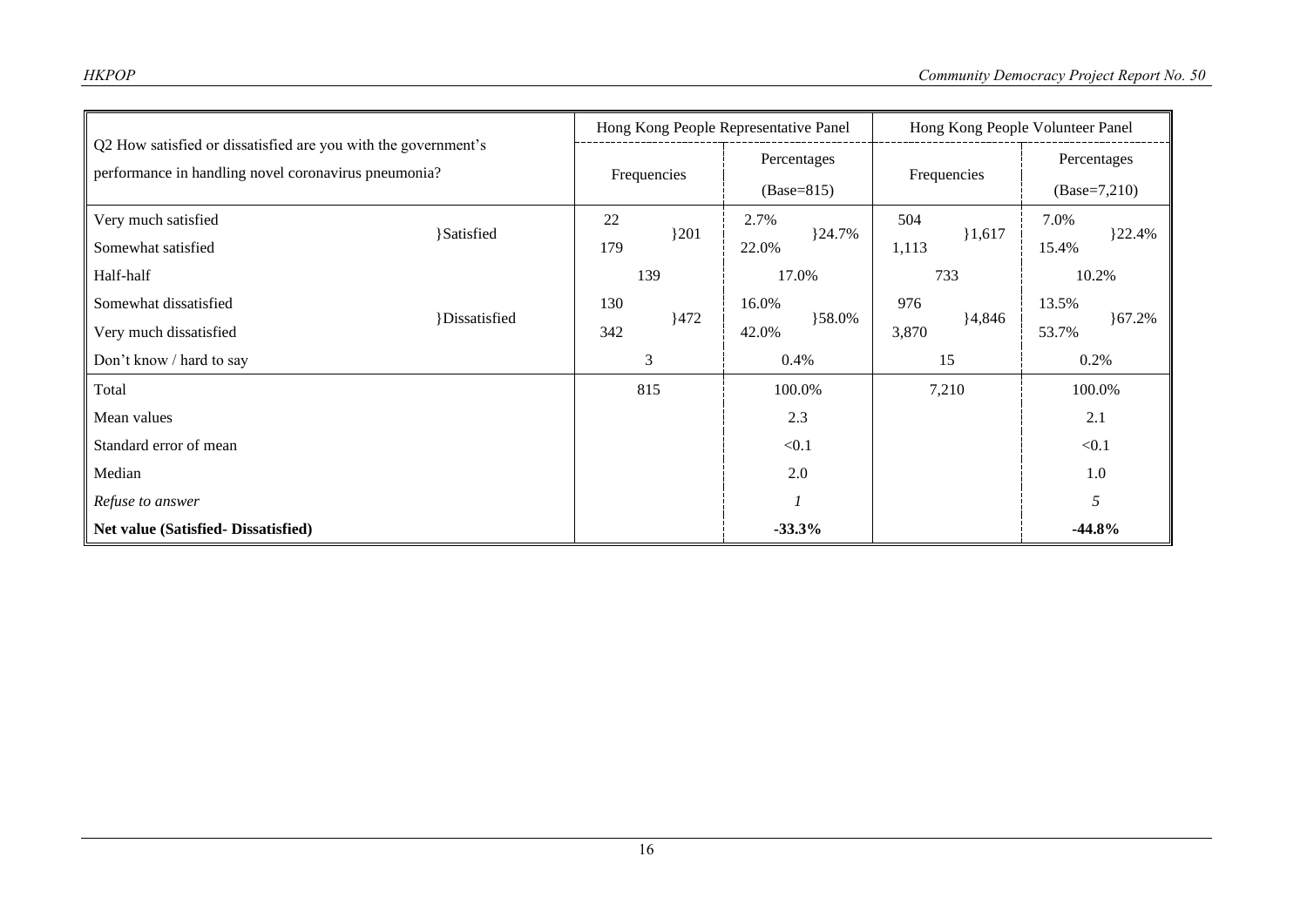| Q2 How satisfied or dissatisfied are you with the government's performance in handling novel coronavirus pneumonia? | | Hong Kong People Representative Panel | | | | Hong Kong People Volunteer Panel | | | |
|---|---|---|---|---|---|---|---|---|---|
| | | Frequencies | | Percentages (Base=815) | | Frequencies | | Percentages (Base=7,210) | |
| Very much satisfied | }Satisfied | 22 | }201 | 2.7% | }24.7% | 504 | }1,617 | 7.0% | }22.4% |
| Somewhat satisfied | | 179 | | 22.0% | | 1,113 | | 15.4% | |
| Half-half | | 139 | | 17.0% | | 733 | | 10.2% | |
| Somewhat dissatisfied | }Dissatisfied | 130 | }472 | 16.0% | }58.0% | 976 | }4,846 | 13.5% | }67.2% |
| Very much dissatisfied | | 342 | | 42.0% | | 3,870 | | 53.7% | |
| Don't know / hard to say | | 3 | | 0.4% | | 15 | | 0.2% | |
| Total | | 815 | | 100.0% | | 7,210 | | 100.0% | |
| Mean values | | | | 2.3 | | | | 2.1 | |
| Standard error of mean | | | | <0.1 | | | | <0.1 | |
| Median | | | | 2.0 | | | | 1.0 | |
| *Refuse to answer* | | | | *1* | | | | *5* | |
| **Net value (Satisfied- Dissatisfied)** | | | | **-33.3%** | | | | **-44.8%** | |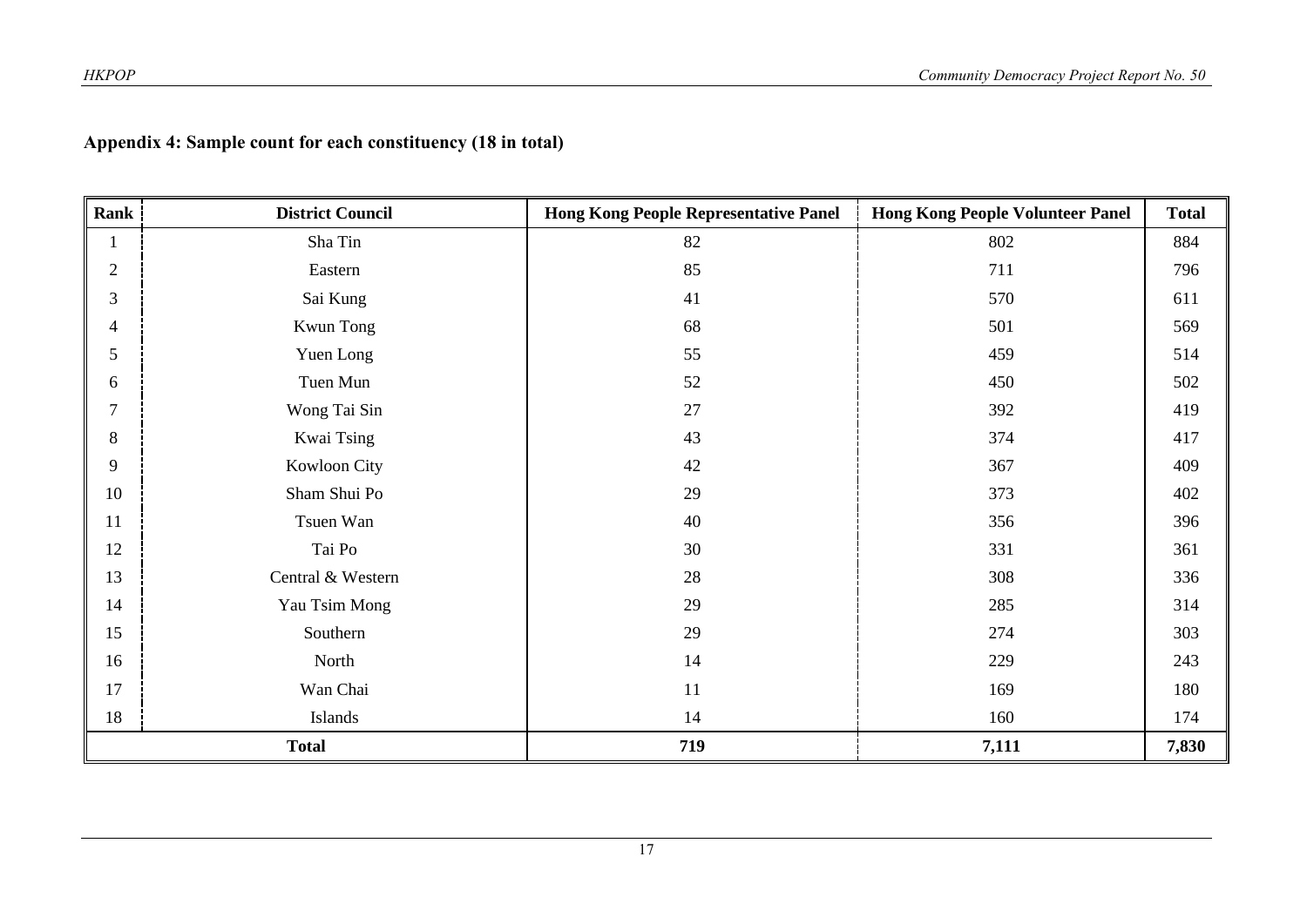## Appendix 4: Sample count for each constituency (18 in total)

| Rank | District Council | Hong Kong People Representative Panel | Hong Kong People Volunteer Panel | Total |
|---|---|---|---|---|
| 1 | Sha Tin | 82 | 802 | 884 |
| 2 | Eastern | 85 | 711 | 796 |
| 3 | Sai Kung | 41 | 570 | 611 |
| 4 | Kwun Tong | 68 | 501 | 569 |
| 5 | Yuen Long | 55 | 459 | 514 |
| 6 | Tuen Mun | 52 | 450 | 502 |
| 7 | Wong Tai Sin | 27 | 392 | 419 |
| 8 | Kwai Tsing | 43 | 374 | 417 |
| 9 | Kowloon City | 42 | 367 | 409 |
| 10 | Sham Shui Po | 29 | 373 | 402 |
| 11 | Tsuen Wan | 40 | 356 | 396 |
| 12 | Tai Po | 30 | 331 | 361 |
| 13 | Central & Western | 28 | 308 | 336 |
| 14 | Yau Tsim Mong | 29 | 285 | 314 |
| 15 | Southern | 29 | 274 | 303 |
| 16 | North | 14 | 229 | 243 |
| 17 | Wan Chai | 11 | 169 | 180 |
| 18 | Islands | 14 | 160 | 174 |
| **Total** | | **719** | **7,111** | **7,830** |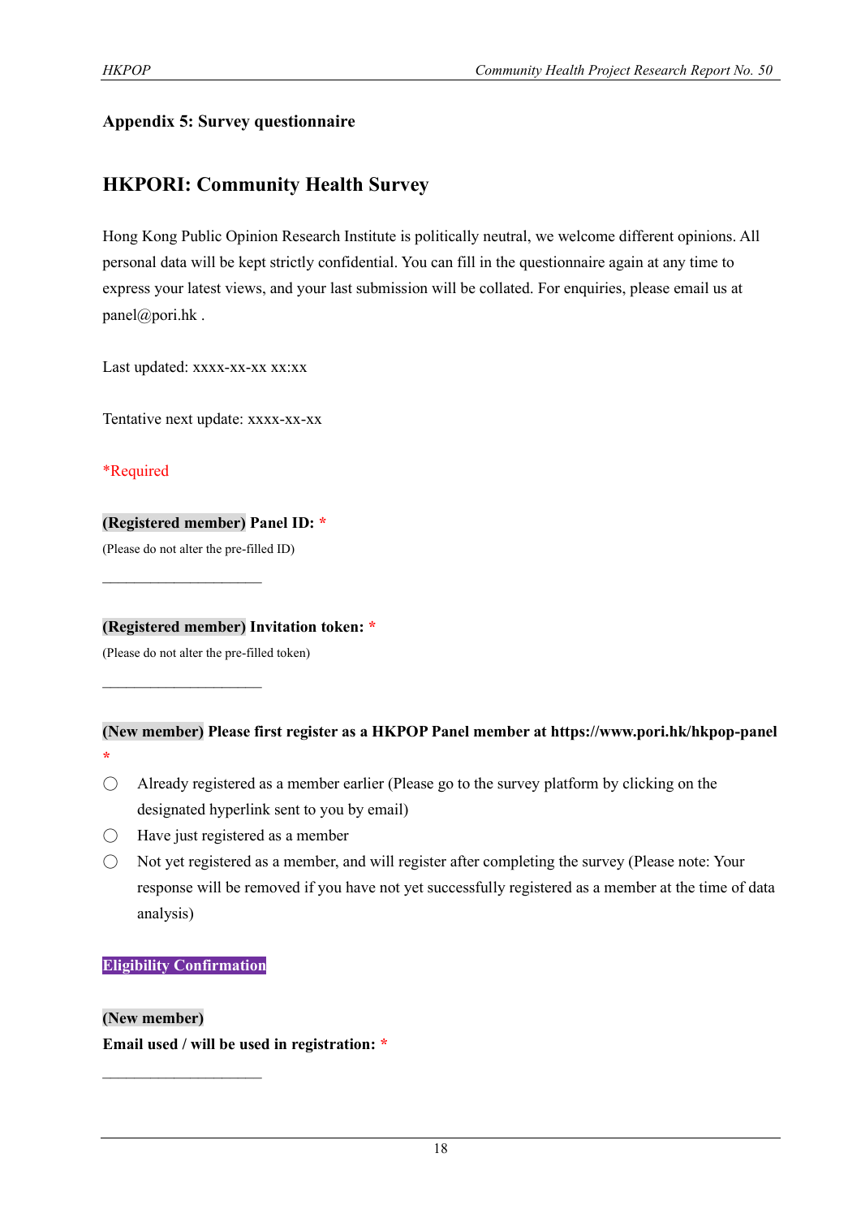## Appendix 5: Survey questionnaire

# HKPORI: Community Health Survey

Hong Kong Public Opinion Research Institute is politically neutral, we welcome different opinions. All personal data will be kept strictly confidential. You can fill in the questionnaire again at any time to express your latest views, and your last submission will be collated. For enquiries, please email us at panel@pori.hk .

Last updated: xxxx-xx-xx xx:xx

Tentative next update: xxxx-xx-xx

*Required

**(Registered member) Panel ID: ***

(Please do not alter the pre-filled ID)

\_\_\_\_\_\_\_\_\_\_\_\_\_\_\_\_\_\_\_\_\_\_

**(Registered member) Invitation token: ***

(Please do not alter the pre-filled token)

\_\_\_\_\_\_\_\_\_\_\_\_\_\_\_\_\_\_\_\_\_\_

**(New member) Please first register as a HKPOP Panel member at https://www.pori.hk/hkpop-panel ***

- ◯ Already registered as a member earlier (Please go to the survey platform by clicking on the designated hyperlink sent to you by email)
- ◯ Have just registered as a member
- ◯ Not yet registered as a member, and will register after completing the survey (Please note: Your response will be removed if you have not yet successfully registered as a member at the time of data analysis)

**Eligibility Confirmation**

**(New member)**
**Email used / will be used in registration: ***

\_\_\_\_\_\_\_\_\_\_\_\_\_\_\_\_\_\_\_\_\_\_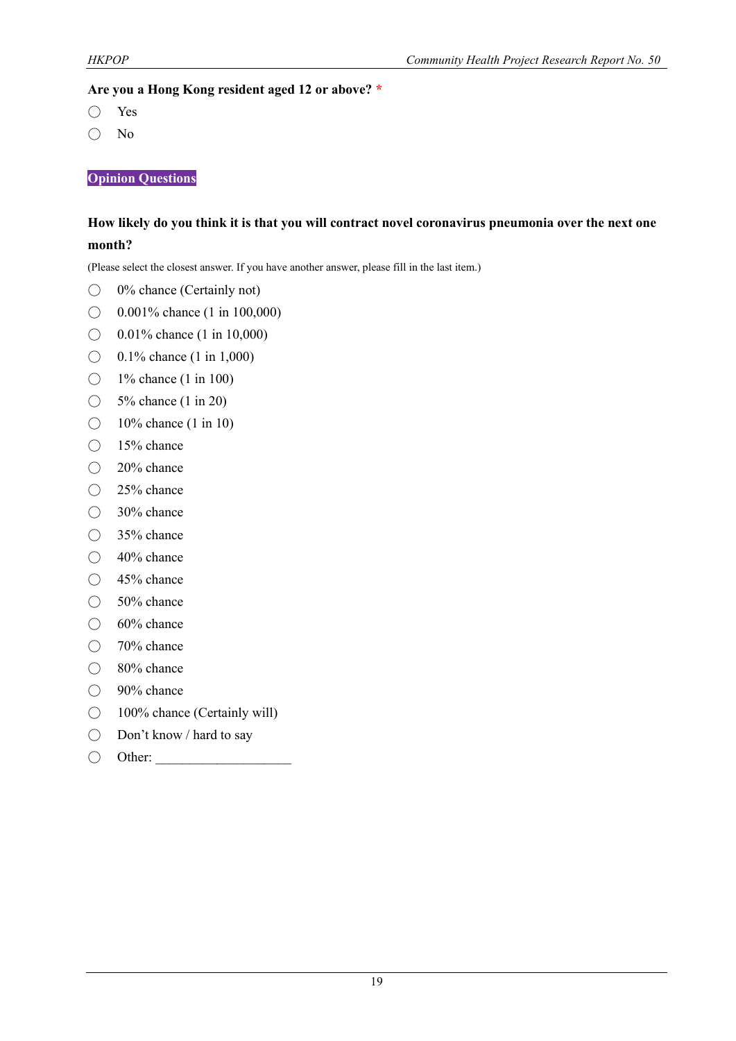**Are you a Hong Kong resident aged 12 or above?** *

- ◯ Yes
- ◯ No

**Opinion Questions**

**How likely do you think it is that you will contract novel coronavirus pneumonia over the next one month?**

(Please select the closest answer. If you have another answer, please fill in the last item.)

- ◯ 0% chance (Certainly not)
- ◯ 0.001% chance (1 in 100,000)
- ◯ 0.01% chance (1 in 10,000)
- ◯ 0.1% chance (1 in 1,000)
- ◯ 1% chance (1 in 100)
- ◯ 5% chance (1 in 20)
- ◯ 10% chance (1 in 10)
- ◯ 15% chance
- ◯ 20% chance
- ◯ 25% chance
- ◯ 30% chance
- ◯ 35% chance
- ◯ 40% chance
- ◯ 45% chance
- ◯ 50% chance
- ◯ 60% chance
- ◯ 70% chance
- ◯ 80% chance
- ◯ 90% chance
- ◯ 100% chance (Certainly will)
- ◯ Don't know / hard to say
- ◯ Other: ____________________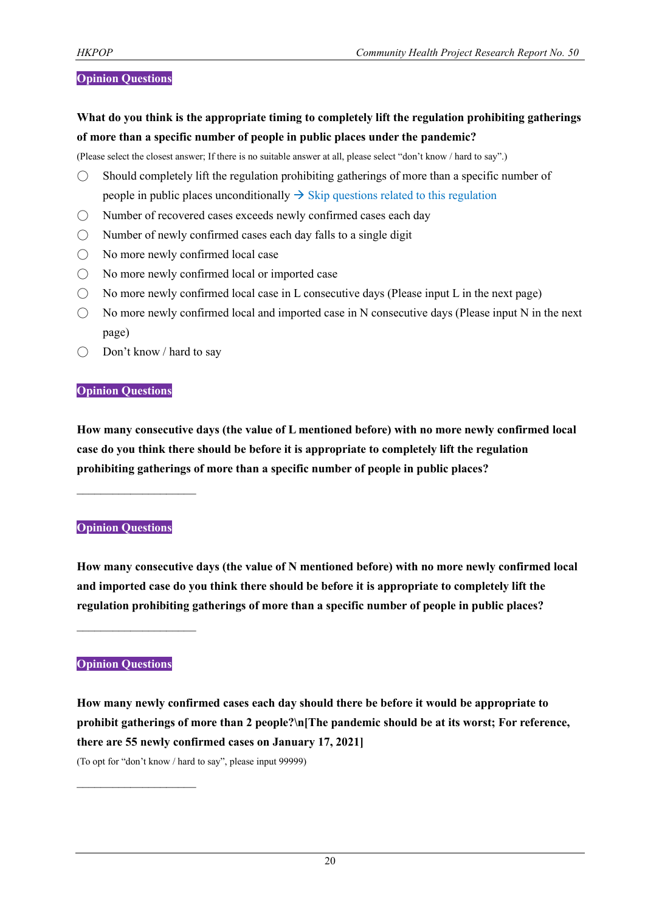**Opinion Questions**

**What do you think is the appropriate timing to completely lift the regulation prohibiting gatherings of more than a specific number of people in public places under the pandemic?**

(Please select the closest answer; If there is no suitable answer at all, please select "don't know / hard to say".)

- ◯ Should completely lift the regulation prohibiting gatherings of more than a specific number of people in public places unconditionally → Skip questions related to this regulation
- ◯ Number of recovered cases exceeds newly confirmed cases each day
- ◯ Number of newly confirmed cases each day falls to a single digit
- ◯ No more newly confirmed local case
- ◯ No more newly confirmed local or imported case
- ◯ No more newly confirmed local case in L consecutive days (Please input L in the next page)
- ◯ No more newly confirmed local and imported case in N consecutive days (Please input N in the next page)
- ◯ Don't know / hard to say

**Opinion Questions**

**How many consecutive days (the value of L mentioned before) with no more newly confirmed local case do you think there should be before it is appropriate to completely lift the regulation prohibiting gatherings of more than a specific number of people in public places?**

\_\_\_\_\_\_\_\_\_\_\_\_\_\_\_\_\_\_\_\_

**Opinion Questions**

**How many consecutive days (the value of N mentioned before) with no more newly confirmed local and imported case do you think there should be before it is appropriate to completely lift the regulation prohibiting gatherings of more than a specific number of people in public places?**

\_\_\_\_\_\_\_\_\_\_\_\_\_\_\_\_\_\_\_\_

**Opinion Questions**

**How many newly confirmed cases each day should there be before it would be appropriate to prohibit gatherings of more than 2 people?\n[The pandemic should be at its worst; For reference, there are 55 newly confirmed cases on January 17, 2021]**

(To opt for "don't know / hard to say", please input 99999)

\_\_\_\_\_\_\_\_\_\_\_\_\_\_\_\_\_\_\_\_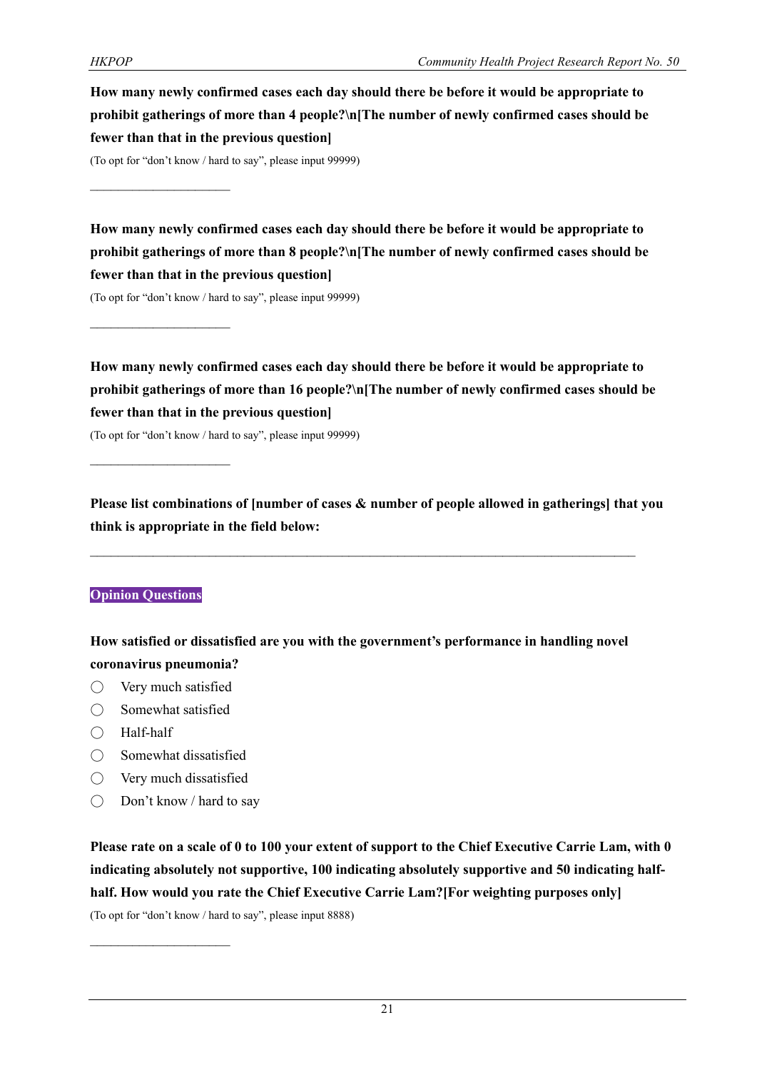**How many newly confirmed cases each day should there be before it would be appropriate to prohibit gatherings of more than 4 people?\n[The number of newly confirmed cases should be fewer than that in the previous question]**

(To opt for "don't know / hard to say", please input 99999)

\_\_\_\_\_\_\_\_\_\_\_\_\_\_\_\_\_\_\_\_\_\_

**How many newly confirmed cases each day should there be before it would be appropriate to prohibit gatherings of more than 8 people?\n[The number of newly confirmed cases should be fewer than that in the previous question]**

(To opt for "don't know / hard to say", please input 99999)

\_\_\_\_\_\_\_\_\_\_\_\_\_\_\_\_\_\_\_\_\_\_

**How many newly confirmed cases each day should there be before it would be appropriate to prohibit gatherings of more than 16 people?\n[The number of newly confirmed cases should be fewer than that in the previous question]**

(To opt for "don't know / hard to say", please input 99999)

\_\_\_\_\_\_\_\_\_\_\_\_\_\_\_\_\_\_\_\_\_\_

**Please list combinations of [number of cases & number of people allowed in gatherings] that you think is appropriate in the field below:**

\_\_\_\_\_\_\_\_\_\_\_\_\_\_\_\_\_\_\_\_\_\_\_\_\_\_\_\_\_\_\_\_\_\_\_\_\_\_\_\_\_\_\_\_\_\_\_\_\_\_\_\_\_\_\_\_\_\_\_\_\_\_\_\_\_\_\_\_\_\_\_\_\_\_\_\_\_\_

## Opinion Questions

**How satisfied or dissatisfied are you with the government's performance in handling novel coronavirus pneumonia?**

- ◯ Very much satisfied
- ◯ Somewhat satisfied
- ◯ Half-half
- ◯ Somewhat dissatisfied
- ◯ Very much dissatisfied
- ◯ Don't know / hard to say

**Please rate on a scale of 0 to 100 your extent of support to the Chief Executive Carrie Lam, with 0 indicating absolutely not supportive, 100 indicating absolutely supportive and 50 indicating half-half. How would you rate the Chief Executive Carrie Lam?[For weighting purposes only]**

(To opt for "don't know / hard to say", please input 8888)

\_\_\_\_\_\_\_\_\_\_\_\_\_\_\_\_\_\_\_\_\_\_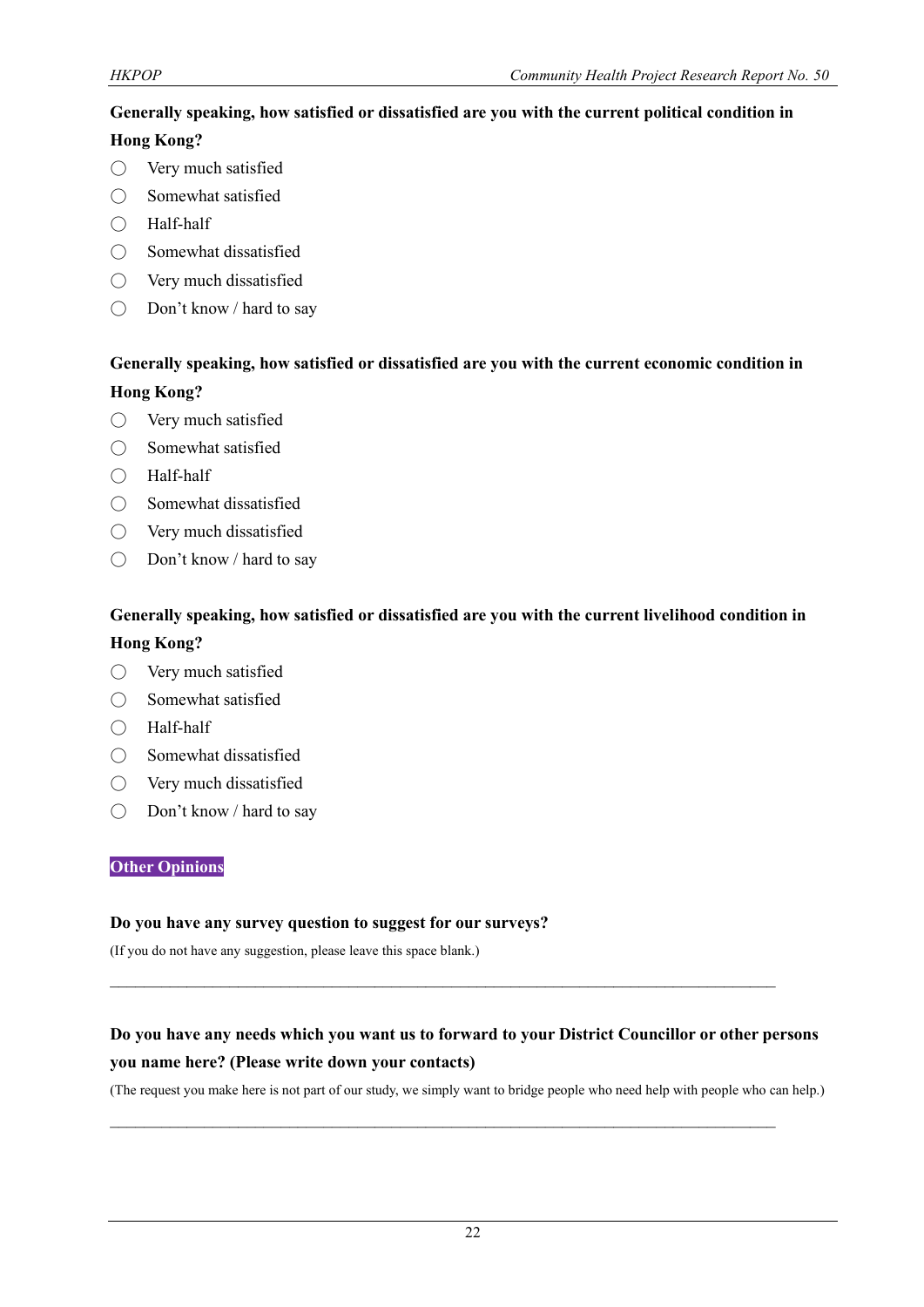**Generally speaking, how satisfied or dissatisfied are you with the current political condition in Hong Kong?**

- ◯ Very much satisfied
- ◯ Somewhat satisfied
- ◯ Half-half
- ◯ Somewhat dissatisfied
- ◯ Very much dissatisfied
- ◯ Don't know / hard to say

**Generally speaking, how satisfied or dissatisfied are you with the current economic condition in Hong Kong?**

- ◯ Very much satisfied
- ◯ Somewhat satisfied
- ◯ Half-half
- ◯ Somewhat dissatisfied
- ◯ Very much dissatisfied
- ◯ Don't know / hard to say

**Generally speaking, how satisfied or dissatisfied are you with the current livelihood condition in Hong Kong?**

- ◯ Very much satisfied
- ◯ Somewhat satisfied
- ◯ Half-half
- ◯ Somewhat dissatisfied
- ◯ Very much dissatisfied
- ◯ Don't know / hard to say

## Other Opinions

**Do you have any survey question to suggest for our surveys?**

(If you do not have any suggestion, please leave this space blank.)

___________________________________________________________________________

**Do you have any needs which you want us to forward to your District Councillor or other persons you name here? (Please write down your contacts)**

(The request you make here is not part of our study, we simply want to bridge people who need help with people who can help.)

___________________________________________________________________________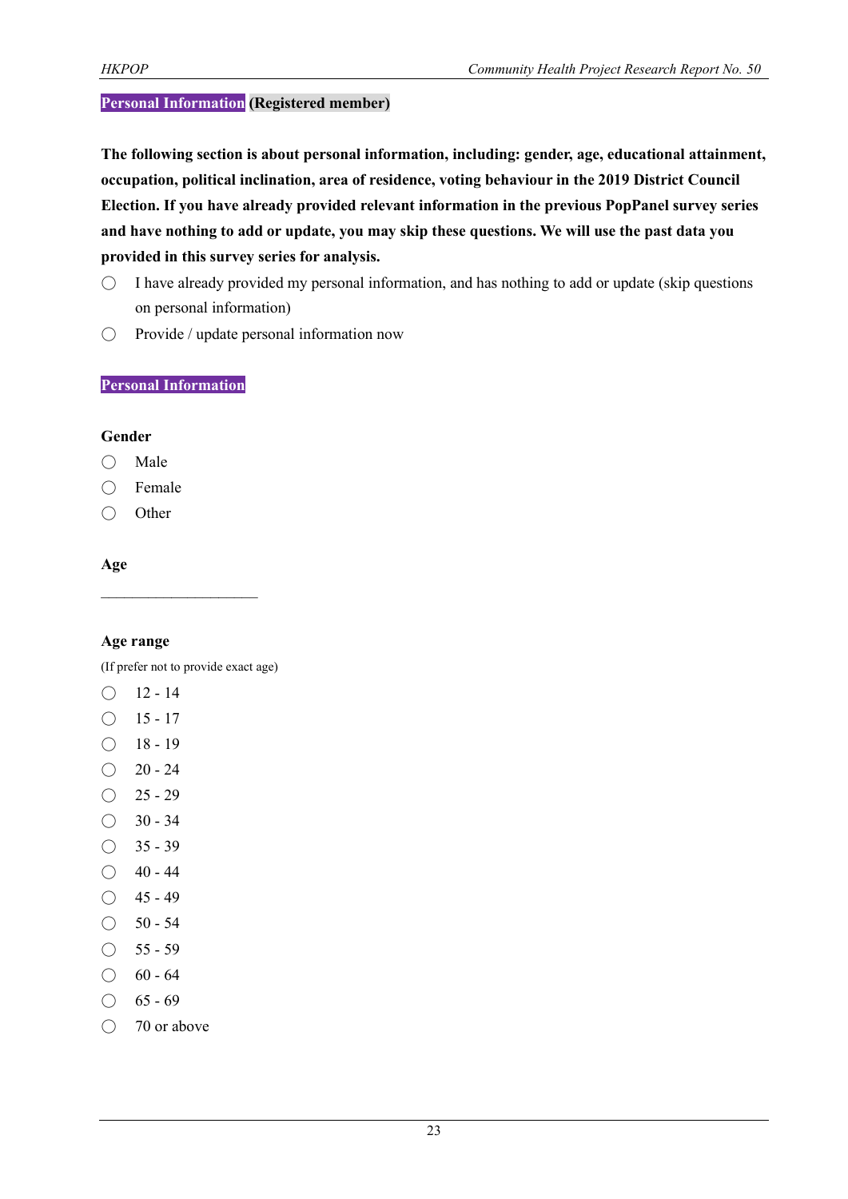**Personal Information (Registered member)**

**The following section is about personal information, including: gender, age, educational attainment, occupation, political inclination, area of residence, voting behaviour in the 2019 District Council Election. If you have already provided relevant information in the previous PopPanel survey series and have nothing to add or update, you may skip these questions. We will use the past data you provided in this survey series for analysis.**

- ◯ I have already provided my personal information, and has nothing to add or update (skip questions on personal information)
- ◯ Provide / update personal information now

**Personal Information**

**Gender**

- ◯ Male
- ◯ Female
- ◯ Other

**Age**

____________________

**Age range**

(If prefer not to provide exact age)

- ◯ 12 - 14
- ◯ 15 - 17
- ◯ 18 - 19
- ◯ 20 - 24
- ◯ 25 - 29
- ◯ 30 - 34
- ◯ 35 - 39
- ◯ 40 - 44
- ◯ 45 - 49
- ◯ 50 - 54
- ◯ 55 - 59
- ◯ 60 - 64
- ◯ 65 - 69
- ◯ 70 or above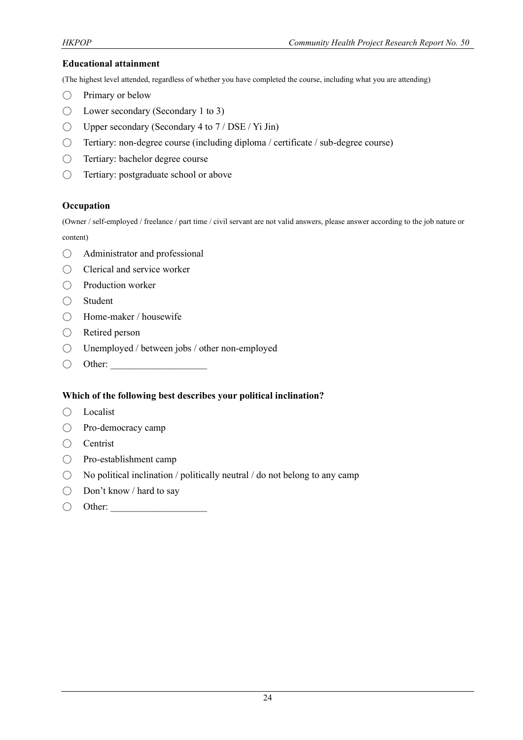**Educational attainment**

(The highest level attended, regardless of whether you have completed the course, including what you are attending)

◯ Primary or below
◯ Lower secondary (Secondary 1 to 3)
◯ Upper secondary (Secondary 4 to 7 / DSE / Yi Jin)
◯ Tertiary: non-degree course (including diploma / certificate / sub-degree course)
◯ Tertiary: bachelor degree course
◯ Tertiary: postgraduate school or above

**Occupation**

(Owner / self-employed / freelance / part time / civil servant are not valid answers, please answer according to the job nature or content)

◯ Administrator and professional
◯ Clerical and service worker
◯ Production worker
◯ Student
◯ Home-maker / housewife
◯ Retired person
◯ Unemployed / between jobs / other non-employed
◯ Other: ____________________

**Which of the following best describes your political inclination?**

◯ Localist
◯ Pro-democracy camp
◯ Centrist
◯ Pro-establishment camp
◯ No political inclination / politically neutral / do not belong to any camp
◯ Don't know / hard to say
◯ Other: ____________________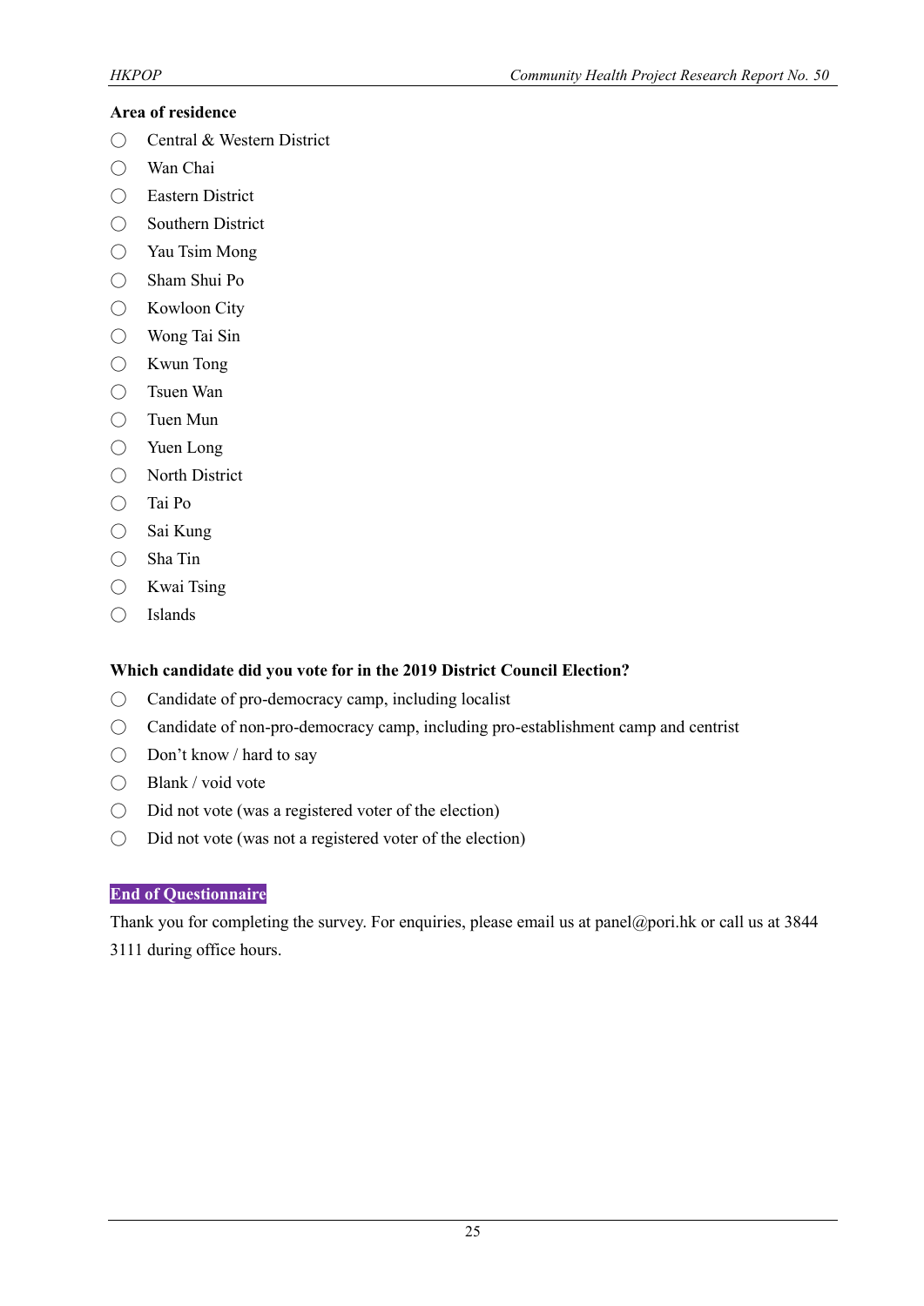**Area of residence**

- ◯ Central & Western District
- ◯ Wan Chai
- ◯ Eastern District
- ◯ Southern District
- ◯ Yau Tsim Mong
- ◯ Sham Shui Po
- ◯ Kowloon City
- ◯ Wong Tai Sin
- ◯ Kwun Tong
- ◯ Tsuen Wan
- ◯ Tuen Mun
- ◯ Yuen Long
- ◯ North District
- ◯ Tai Po
- ◯ Sai Kung
- ◯ Sha Tin
- ◯ Kwai Tsing
- ◯ Islands

**Which candidate did you vote for in the 2019 District Council Election?**

- ◯ Candidate of pro-democracy camp, including localist
- ◯ Candidate of non-pro-democracy camp, including pro-establishment camp and centrist
- ◯ Don't know / hard to say
- ◯ Blank / void vote
- ◯ Did not vote (was a registered voter of the election)
- ◯ Did not vote (was not a registered voter of the election)

**End of Questionnaire**

Thank you for completing the survey. For enquiries, please email us at panel@pori.hk or call us at 3844 3111 during office hours.